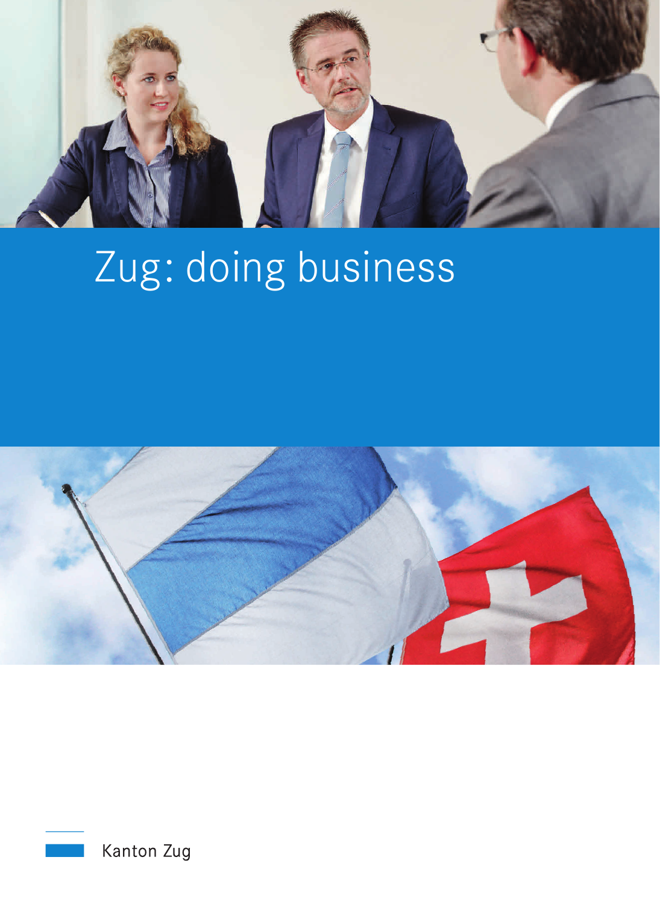# Zug: doing business

Kanton Zug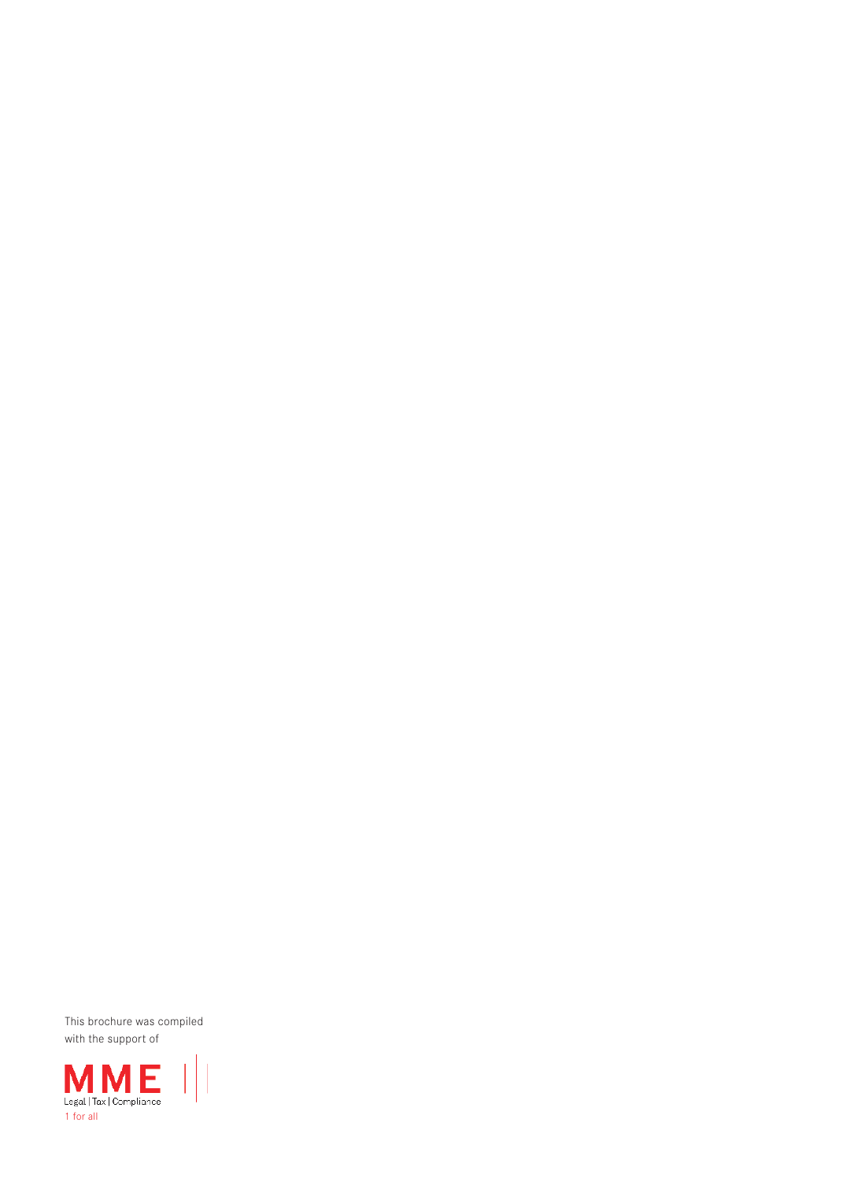This brochure was compiled with the support of

MME

Legal | Tax | Compliance

1 for all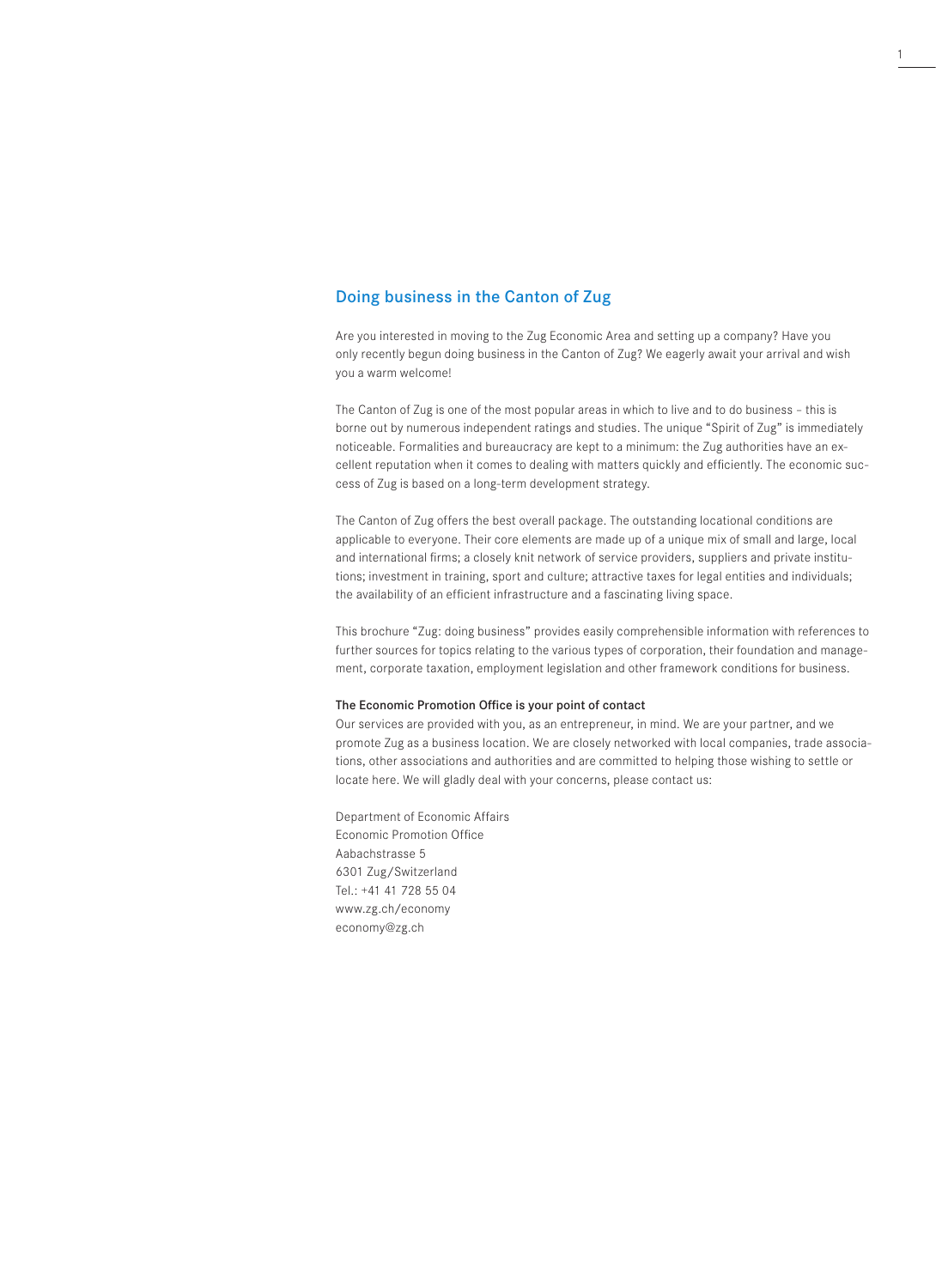## Doing business in the Canton of Zug

Are you interested in moving to the Zug Economic Area and setting up a company? Have you only recently begun doing business in the Canton of Zug? We eagerly await your arrival and wish you a warm welcome!

The Canton of Zug is one of the most popular areas in which to live and to do business – this is borne out by numerous independent ratings and studies. The unique "Spirit of Zug" is immediately noticeable. Formalities and bureaucracy are kept to a minimum: the Zug authorities have an excellent reputation when it comes to dealing with matters quickly and efficiently. The economic success of Zug is based on a long-term development strategy.

The Canton of Zug offers the best overall package. The outstanding locational conditions are applicable to everyone. Their core elements are made up of a unique mix of small and large, local and international firms; a closely knit network of service providers, suppliers and private institutions; investment in training, sport and culture; attractive taxes for legal entities and individuals; the availability of an efficient infrastructure and a fascinating living space.

This brochure "Zug: doing business" provides easily comprehensible information with references to further sources for topics relating to the various types of corporation, their foundation and management, corporate taxation, employment legislation and other framework conditions for business.

**The Economic Promotion Office is your point of contact**

Our services are provided with you, as an entrepreneur, in mind. We are your partner, and we promote Zug as a business location. We are closely networked with local companies, trade associations, other associations and authorities and are committed to helping those wishing to settle or locate here. We will gladly deal with your concerns, please contact us:

Department of Economic Affairs
Economic Promotion Office
Aabachstrasse 5
6301 Zug/Switzerland
Tel.: +41 41 728 55 04
www.zg.ch/economy
economy@zg.ch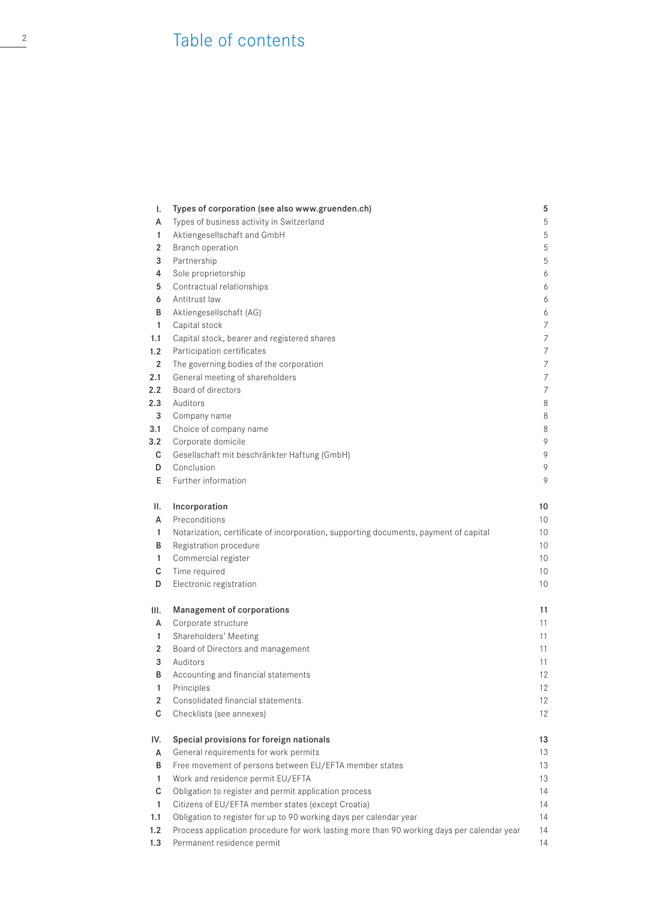# Table of contents

| | | |
|---|---|---|
| **I.** | **Types of corporation (see also www.gruenden.ch)** | **5** |
| A | Types of business activity in Switzerland | 5 |
| 1 | Aktiengesellschaft and GmbH | 5 |
| 2 | Branch operation | 5 |
| 3 | Partnership | 5 |
| 4 | Sole proprietorship | 6 |
| 5 | Contractual relationships | 6 |
| 6 | Antitrust law | 6 |
| B | Aktiengesellschaft (AG) | 6 |
| 1 | Capital stock | 7 |
| 1.1 | Capital stock, bearer and registered shares | 7 |
| 1.2 | Participation certificates | 7 |
| 2 | The governing bodies of the corporation | 7 |
| 2.1 | General meeting of shareholders | 7 |
| 2.2 | Board of directors | 7 |
| 2.3 | Auditors | 8 |
| 3 | Company name | 8 |
| 3.1 | Choice of company name | 8 |
| 3.2 | Corporate domicile | 9 |
| C | Gesellschaft mit beschränkter Haftung (GmbH) | 9 |
| D | Conclusion | 9 |
| E | Further information | 9 |
| | | |
| **II.** | **Incorporation** | **10** |
| A | Preconditions | 10 |
| 1 | Notarization, certificate of incorporation, supporting documents, payment of capital | 10 |
| B | Registration procedure | 10 |
| 1 | Commercial register | 10 |
| C | Time required | 10 |
| D | Electronic registration | 10 |
| | | |
| **III.** | **Management of corporations** | **11** |
| A | Corporate structure | 11 |
| 1 | Shareholders' Meeting | 11 |
| 2 | Board of Directors and management | 11 |
| 3 | Auditors | 11 |
| B | Accounting and financial statements | 12 |
| 1 | Principles | 12 |
| 2 | Consolidated financial statements | 12 |
| C | Checklists (see annexes) | 12 |
| | | |
| **IV.** | **Special provisions for foreign nationals** | **13** |
| A | General requirements for work permits | 13 |
| B | Free movement of persons between EU/EFTA member states | 13 |
| 1 | Work and residence permit EU/EFTA | 13 |
| C | Obligation to register and permit application process | 14 |
| 1 | Citizens of EU/EFTA member states (except Croatia) | 14 |
| 1.1 | Obligation to register for up to 90 working days per calendar year | 14 |
| 1.2 | Process application procedure for work lasting more than 90 working days per calendar year | 14 |
| 1.3 | Permanent residence permit | 14 |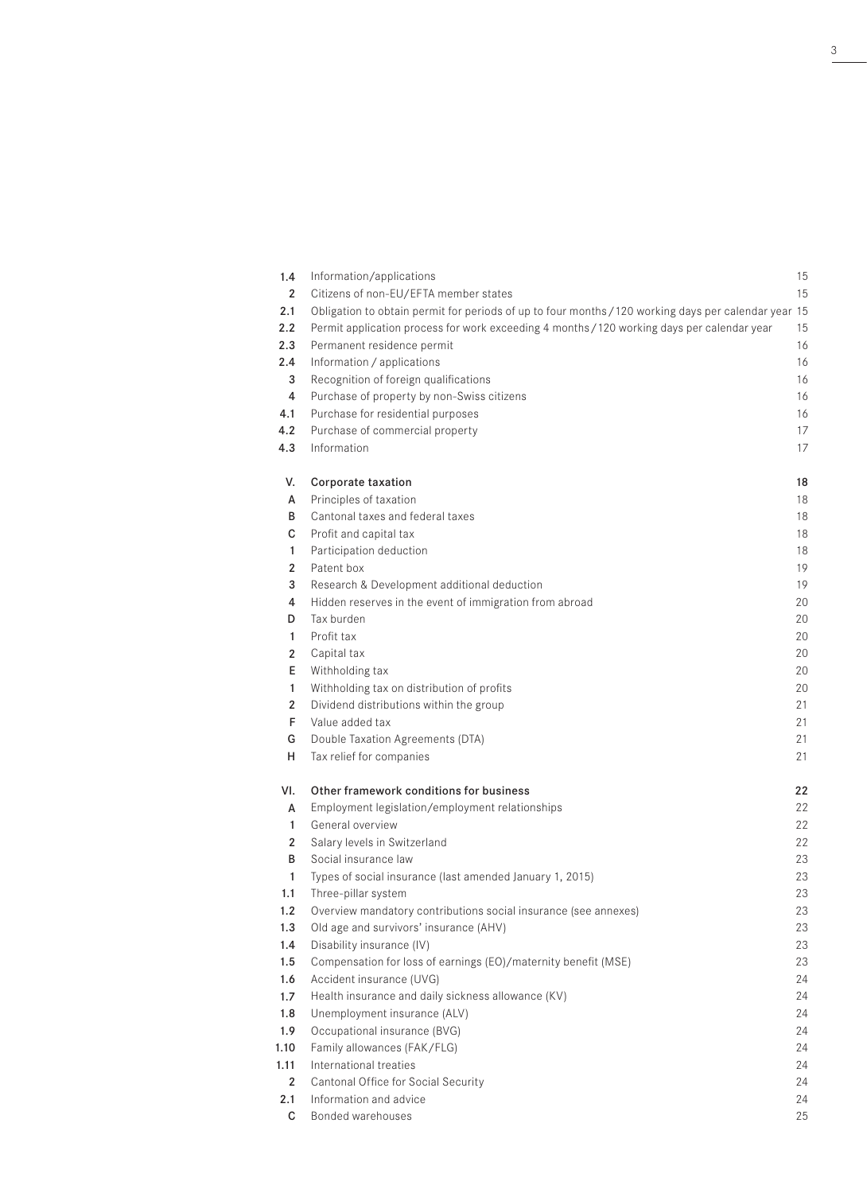| | | |
|---|---|---|
| 1.4 | Information/applications | 15 |
| 2 | Citizens of non-EU/EFTA member states | 15 |
| 2.1 | Obligation to obtain permit for periods of up to four months / 120 working days per calendar year | 15 |
| 2.2 | Permit application process for work exceeding 4 months / 120 working days per calendar year | 15 |
| 2.3 | Permanent residence permit | 16 |
| 2.4 | Information / applications | 16 |
| 3 | Recognition of foreign qualifications | 16 |
| 4 | Purchase of property by non-Swiss citizens | 16 |
| 4.1 | Purchase for residential purposes | 16 |
| 4.2 | Purchase of commercial property | 17 |
| 4.3 | Information | 17 |
| | | |
| **V.** | **Corporate taxation** | **18** |
| A | Principles of taxation | 18 |
| B | Cantonal taxes and federal taxes | 18 |
| C | Profit and capital tax | 18 |
| 1 | Participation deduction | 18 |
| 2 | Patent box | 19 |
| 3 | Research & Development additional deduction | 19 |
| 4 | Hidden reserves in the event of immigration from abroad | 20 |
| D | Tax burden | 20 |
| 1 | Profit tax | 20 |
| 2 | Capital tax | 20 |
| E | Withholding tax | 20 |
| 1 | Withholding tax on distribution of profits | 20 |
| 2 | Dividend distributions within the group | 21 |
| F | Value added tax | 21 |
| G | Double Taxation Agreements (DTA) | 21 |
| H | Tax relief for companies | 21 |
| | | |
| **VI.** | **Other framework conditions for business** | **22** |
| A | Employment legislation/employment relationships | 22 |
| 1 | General overview | 22 |
| 2 | Salary levels in Switzerland | 22 |
| B | Social insurance law | 23 |
| 1 | Types of social insurance (last amended January 1, 2015) | 23 |
| 1.1 | Three-pillar system | 23 |
| 1.2 | Overview mandatory contributions social insurance (see annexes) | 23 |
| 1.3 | Old age and survivors' insurance (AHV) | 23 |
| 1.4 | Disability insurance (IV) | 23 |
| 1.5 | Compensation for loss of earnings (EO)/maternity benefit (MSE) | 23 |
| 1.6 | Accident insurance (UVG) | 24 |
| 1.7 | Health insurance and daily sickness allowance (KV) | 24 |
| 1.8 | Unemployment insurance (ALV) | 24 |
| 1.9 | Occupational insurance (BVG) | 24 |
| 1.10 | Family allowances (FAK/FLG) | 24 |
| 1.11 | International treaties | 24 |
| 2 | Cantonal Office for Social Security | 24 |
| 2.1 | Information and advice | 24 |
| C | Bonded warehouses | 25 |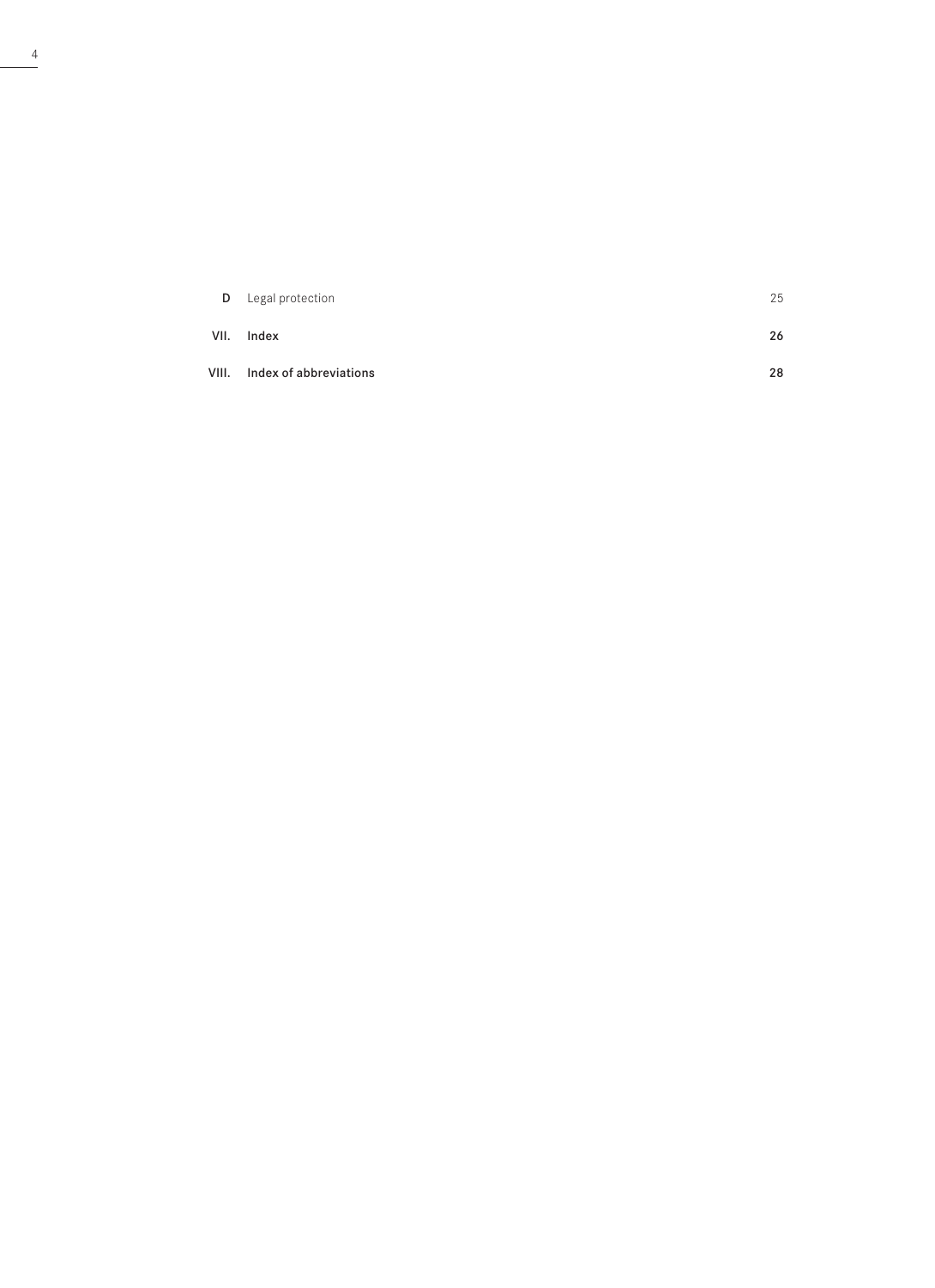| | | |
|---|---|---|
| **D** | Legal protection | 25 |
| **VII.** | **Index** | **26** |
| **VIII.** | **Index of abbreviations** | **28** |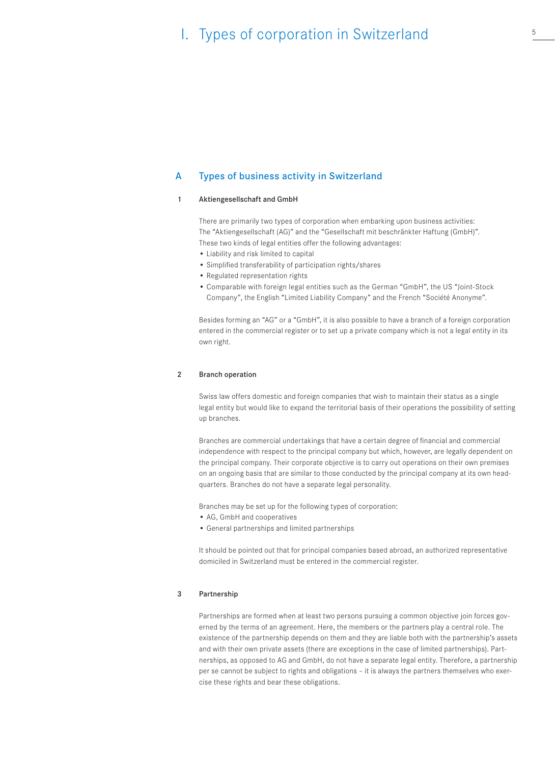# I. Types of corporation in Switzerland

## A Types of business activity in Switzerland

### 1 Aktiengesellschaft and GmbH

There are primarily two types of corporation when embarking upon business activities: The "Aktiengesellschaft (AG)" and the "Gesellschaft mit beschränkter Haftung (GmbH)". These two kinds of legal entities offer the following advantages:

- Liability and risk limited to capital
- Simplified transferability of participation rights/shares
- Regulated representation rights
- Comparable with foreign legal entities such as the German "GmbH", the US "Joint-Stock Company", the English "Limited Liability Company" and the French "Société Anonyme".

Besides forming an "AG" or a "GmbH", it is also possible to have a branch of a foreign corporation entered in the commercial register or to set up a private company which is not a legal entity in its own right.

### 2 Branch operation

Swiss law offers domestic and foreign companies that wish to maintain their status as a single legal entity but would like to expand the territorial basis of their operations the possibility of setting up branches.

Branches are commercial undertakings that have a certain degree of financial and commercial independence with respect to the principal company but which, however, are legally dependent on the principal company. Their corporate objective is to carry out operations on their own premises on an ongoing basis that are similar to those conducted by the principal company at its own headquarters. Branches do not have a separate legal personality.

Branches may be set up for the following types of corporation:

- AG, GmbH and cooperatives
- General partnerships and limited partnerships

It should be pointed out that for principal companies based abroad, an authorized representative domiciled in Switzerland must be entered in the commercial register.

### 3 Partnership

Partnerships are formed when at least two persons pursuing a common objective join forces governed by the terms of an agreement. Here, the members or the partners play a central role. The existence of the partnership depends on them and they are liable both with the partnership's assets and with their own private assets (there are exceptions in the case of limited partnerships). Partnerships, as opposed to AG and GmbH, do not have a separate legal entity. Therefore, a partnership per se cannot be subject to rights and obligations – it is always the partners themselves who exercise these rights and bear these obligations.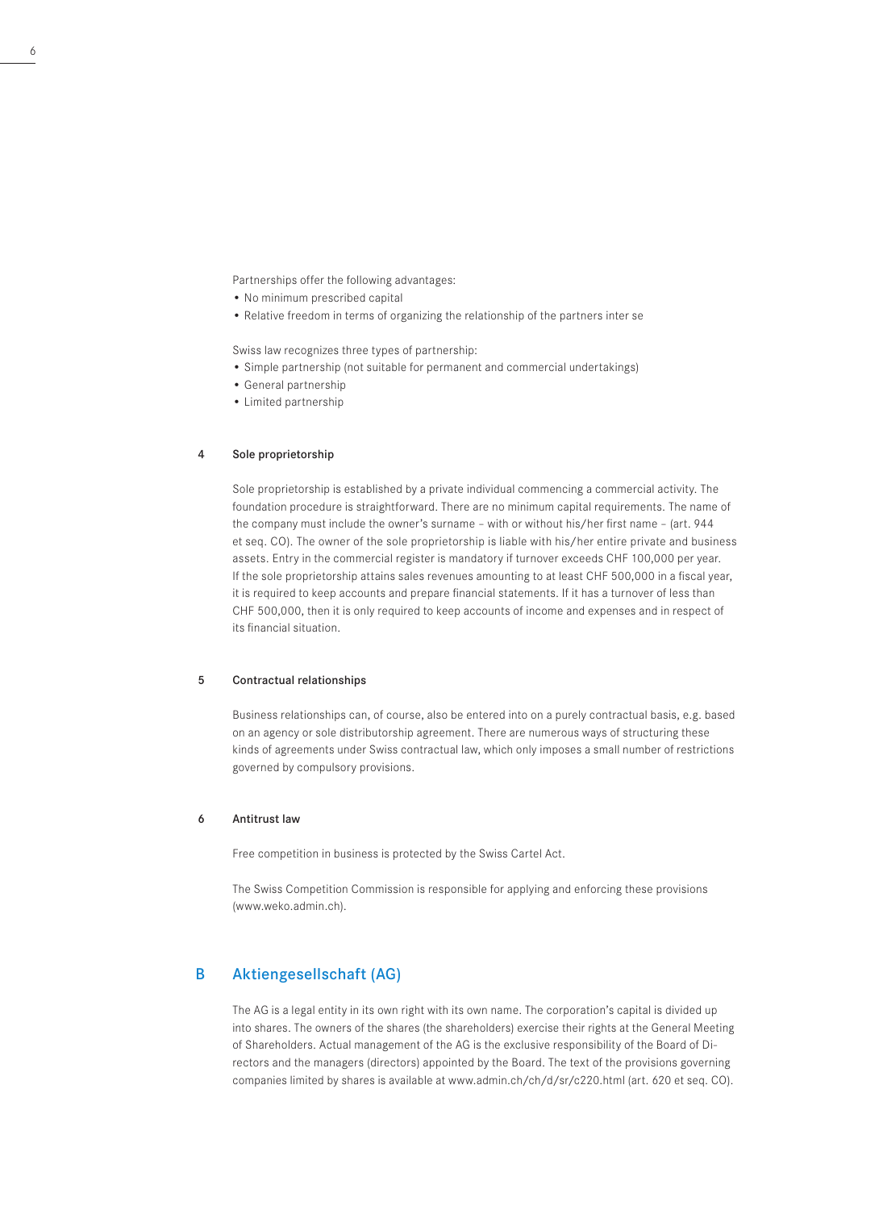Partnerships offer the following advantages:

- No minimum prescribed capital
- Relative freedom in terms of organizing the relationship of the partners inter se

Swiss law recognizes three types of partnership:

- Simple partnership (not suitable for permanent and commercial undertakings)
- General partnership
- Limited partnership

### 4 Sole proprietorship

Sole proprietorship is established by a private individual commencing a commercial activity. The foundation procedure is straightforward. There are no minimum capital requirements. The name of the company must include the owner's surname – with or without his/her first name – (art. 944 et seq. CO). The owner of the sole proprietorship is liable with his/her entire private and business assets. Entry in the commercial register is mandatory if turnover exceeds CHF 100,000 per year. If the sole proprietorship attains sales revenues amounting to at least CHF 500,000 in a fiscal year, it is required to keep accounts and prepare financial statements. If it has a turnover of less than CHF 500,000, then it is only required to keep accounts of income and expenses and in respect of its financial situation.

### 5 Contractual relationships

Business relationships can, of course, also be entered into on a purely contractual basis, e.g. based on an agency or sole distributorship agreement. There are numerous ways of structuring these kinds of agreements under Swiss contractual law, which only imposes a small number of restrictions governed by compulsory provisions.

### 6 Antitrust law

Free competition in business is protected by the Swiss Cartel Act.

The Swiss Competition Commission is responsible for applying and enforcing these provisions (www.weko.admin.ch).

## B Aktiengesellschaft (AG)

The AG is a legal entity in its own right with its own name. The corporation's capital is divided up into shares. The owners of the shares (the shareholders) exercise their rights at the General Meeting of Shareholders. Actual management of the AG is the exclusive responsibility of the Board of Directors and the managers (directors) appointed by the Board. The text of the provisions governing companies limited by shares is available at www.admin.ch/ch/d/sr/c220.html (art. 620 et seq. CO).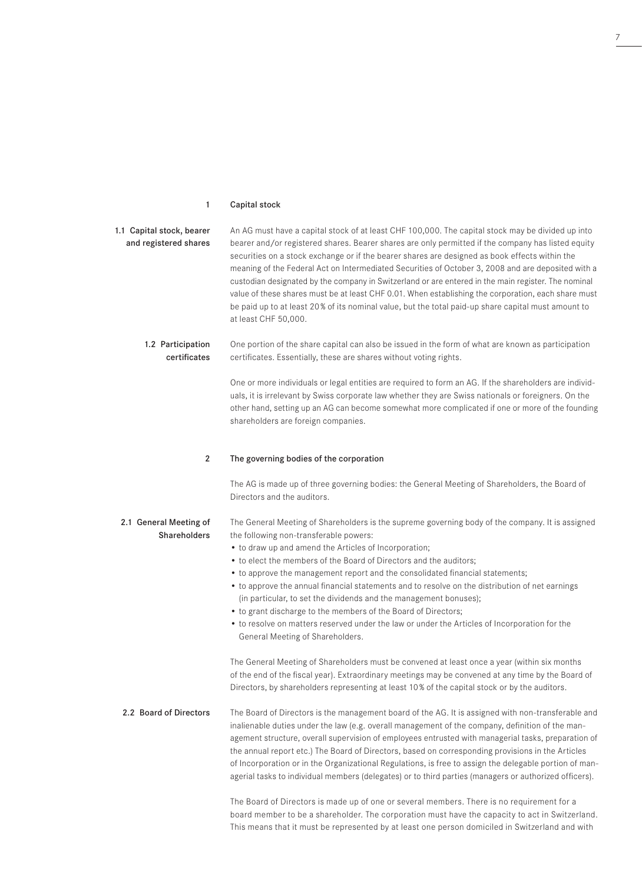## 1 Capital stock

### 1.1 Capital stock, bearer and registered shares

An AG must have a capital stock of at least CHF 100,000. The capital stock may be divided up into bearer and/or registered shares. Bearer shares are only permitted if the company has listed equity securities on a stock exchange or if the bearer shares are designed as book effects within the meaning of the Federal Act on Intermediated Securities of October 3, 2008 and are deposited with a custodian designated by the company in Switzerland or are entered in the main register. The nominal value of these shares must be at least CHF 0.01. When establishing the corporation, each share must be paid up to at least 20% of its nominal value, but the total paid-up share capital must amount to at least CHF 50,000.

### 1.2 Participation certificates

One portion of the share capital can also be issued in the form of what are known as participation certificates. Essentially, these are shares without voting rights.

One or more individuals or legal entities are required to form an AG. If the shareholders are individuals, it is irrelevant by Swiss corporate law whether they are Swiss nationals or foreigners. On the other hand, setting up an AG can become somewhat more complicated if one or more of the founding shareholders are foreign companies.

## 2 The governing bodies of the corporation

The AG is made up of three governing bodies: the General Meeting of Shareholders, the Board of Directors and the auditors.

### 2.1 General Meeting of Shareholders

The General Meeting of Shareholders is the supreme governing body of the company. It is assigned the following non-transferable powers:

- to draw up and amend the Articles of Incorporation;
- to elect the members of the Board of Directors and the auditors;
- to approve the management report and the consolidated financial statements;
- to approve the annual financial statements and to resolve on the distribution of net earnings (in particular, to set the dividends and the management bonuses);
- to grant discharge to the members of the Board of Directors;
- to resolve on matters reserved under the law or under the Articles of Incorporation for the General Meeting of Shareholders.

The General Meeting of Shareholders must be convened at least once a year (within six months of the end of the fiscal year). Extraordinary meetings may be convened at any time by the Board of Directors, by shareholders representing at least 10% of the capital stock or by the auditors.

### 2.2 Board of Directors

The Board of Directors is the management board of the AG. It is assigned with non-transferable and inalienable duties under the law (e.g. overall management of the company, definition of the management structure, overall supervision of employees entrusted with managerial tasks, preparation of the annual report etc.) The Board of Directors, based on corresponding provisions in the Articles of Incorporation or in the Organizational Regulations, is free to assign the delegable portion of managerial tasks to individual members (delegates) or to third parties (managers or authorized officers).

The Board of Directors is made up of one or several members. There is no requirement for a board member to be a shareholder. The corporation must have the capacity to act in Switzerland. This means that it must be represented by at least one person domiciled in Switzerland and with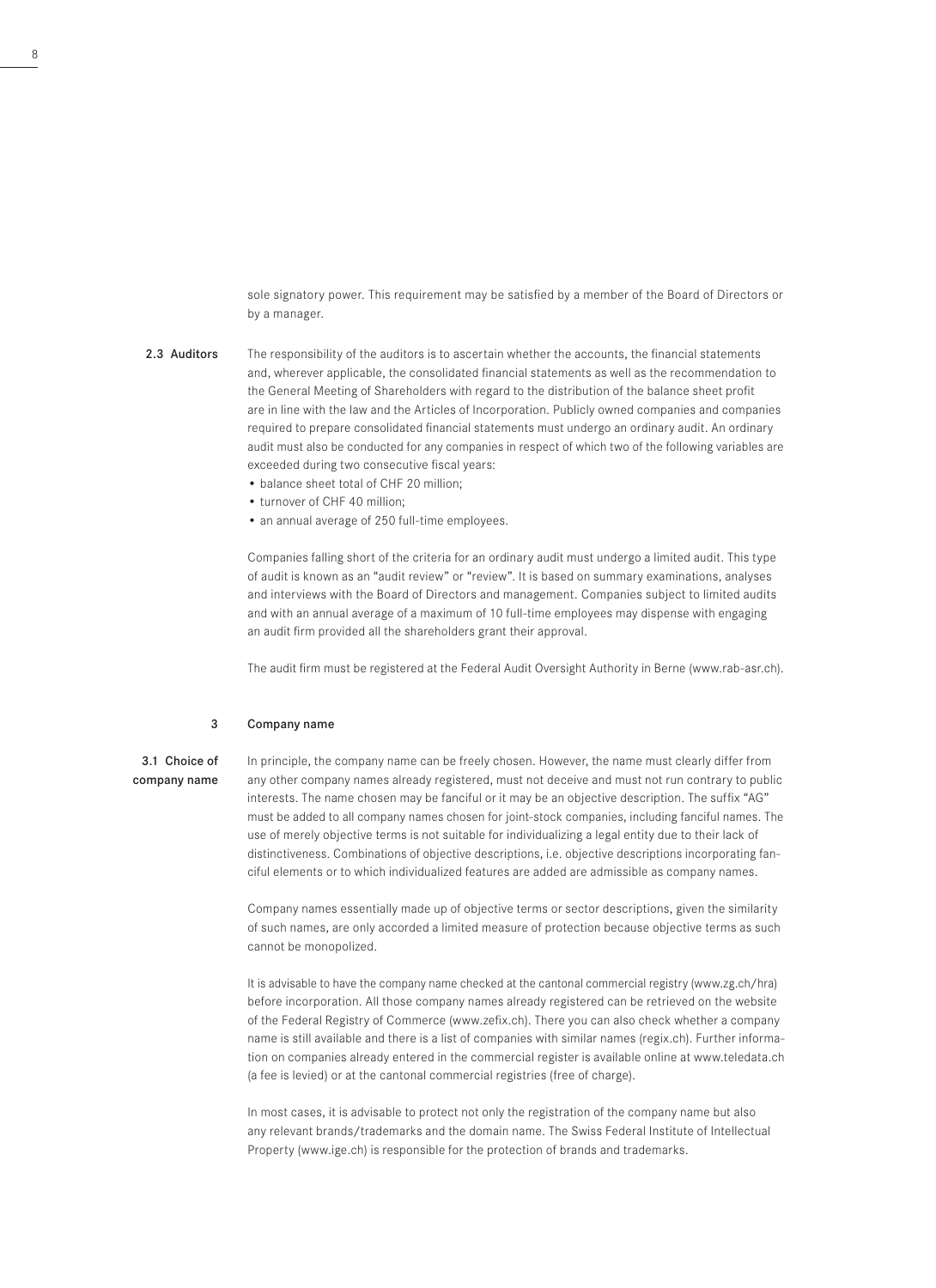sole signatory power. This requirement may be satisfied by a member of the Board of Directors or by a manager.

### 2.3 Auditors

The responsibility of the auditors is to ascertain whether the accounts, the financial statements and, wherever applicable, the consolidated financial statements as well as the recommendation to the General Meeting of Shareholders with regard to the distribution of the balance sheet profit are in line with the law and the Articles of Incorporation. Publicly owned companies and companies required to prepare consolidated financial statements must undergo an ordinary audit. An ordinary audit must also be conducted for any companies in respect of which two of the following variables are exceeded during two consecutive fiscal years:

- balance sheet total of CHF 20 million;
- turnover of CHF 40 million;
- an annual average of 250 full-time employees.

Companies falling short of the criteria for an ordinary audit must undergo a limited audit. This type of audit is known as an "audit review" or "review". It is based on summary examinations, analyses and interviews with the Board of Directors and management. Companies subject to limited audits and with an annual average of a maximum of 10 full-time employees may dispense with engaging an audit firm provided all the shareholders grant their approval.

The audit firm must be registered at the Federal Audit Oversight Authority in Berne (www.rab-asr.ch).

## 3 Company name

### 3.1 Choice of company name

In principle, the company name can be freely chosen. However, the name must clearly differ from any other company names already registered, must not deceive and must not run contrary to public interests. The name chosen may be fanciful or it may be an objective description. The suffix "AG" must be added to all company names chosen for joint-stock companies, including fanciful names. The use of merely objective terms is not suitable for individualizing a legal entity due to their lack of distinctiveness. Combinations of objective descriptions, i.e. objective descriptions incorporating fanciful elements or to which individualized features are added are admissible as company names.

Company names essentially made up of objective terms or sector descriptions, given the similarity of such names, are only accorded a limited measure of protection because objective terms as such cannot be monopolized.

It is advisable to have the company name checked at the cantonal commercial registry (www.zg.ch/hra) before incorporation. All those company names already registered can be retrieved on the website of the Federal Registry of Commerce (www.zefix.ch). There you can also check whether a company name is still available and there is a list of companies with similar names (regix.ch). Further information on companies already entered in the commercial register is available online at www.teledata.ch (a fee is levied) or at the cantonal commercial registries (free of charge).

In most cases, it is advisable to protect not only the registration of the company name but also any relevant brands/trademarks and the domain name. The Swiss Federal Institute of Intellectual Property (www.ige.ch) is responsible for the protection of brands and trademarks.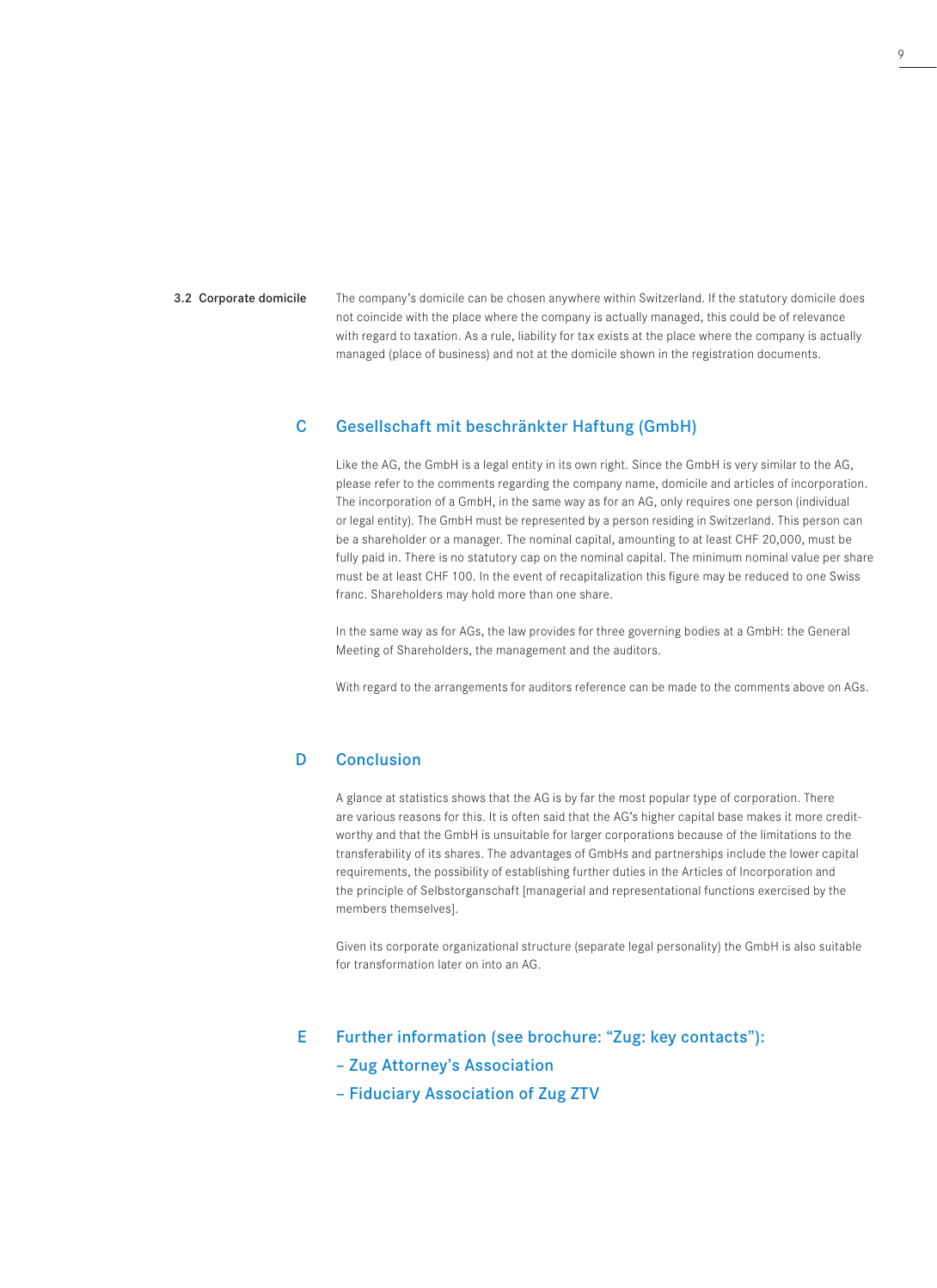### 3.2 Corporate domicile

The company's domicile can be chosen anywhere within Switzerland. If the statutory domicile does not coincide with the place where the company is actually managed, this could be of relevance with regard to taxation. As a rule, liability for tax exists at the place where the company is actually managed (place of business) and not at the domicile shown in the registration documents.

## C Gesellschaft mit beschränkter Haftung (GmbH)

Like the AG, the GmbH is a legal entity in its own right. Since the GmbH is very similar to the AG, please refer to the comments regarding the company name, domicile and articles of incorporation. The incorporation of a GmbH, in the same way as for an AG, only requires one person (individual or legal entity). The GmbH must be represented by a person residing in Switzerland. This person can be a shareholder or a manager. The nominal capital, amounting to at least CHF 20,000, must be fully paid in. There is no statutory cap on the nominal capital. The minimum nominal value per share must be at least CHF 100. In the event of recapitalization this figure may be reduced to one Swiss franc. Shareholders may hold more than one share.

In the same way as for AGs, the law provides for three governing bodies at a GmbH: the General Meeting of Shareholders, the management and the auditors.

With regard to the arrangements for auditors reference can be made to the comments above on AGs.

## D Conclusion

A glance at statistics shows that the AG is by far the most popular type of corporation. There are various reasons for this. It is often said that the AG's higher capital base makes it more credit-worthy and that the GmbH is unsuitable for larger corporations because of the limitations to the transferability of its shares. The advantages of GmbHs and partnerships include the lower capital requirements, the possibility of establishing further duties in the Articles of Incorporation and the principle of Selbstorganschaft [managerial and representational functions exercised by the members themselves].

Given its corporate organizational structure (separate legal personality) the GmbH is also suitable for transformation later on into an AG.

## E Further information (see brochure: "Zug: key contacts"):

- Zug Attorney's Association
- Fiduciary Association of Zug ZTV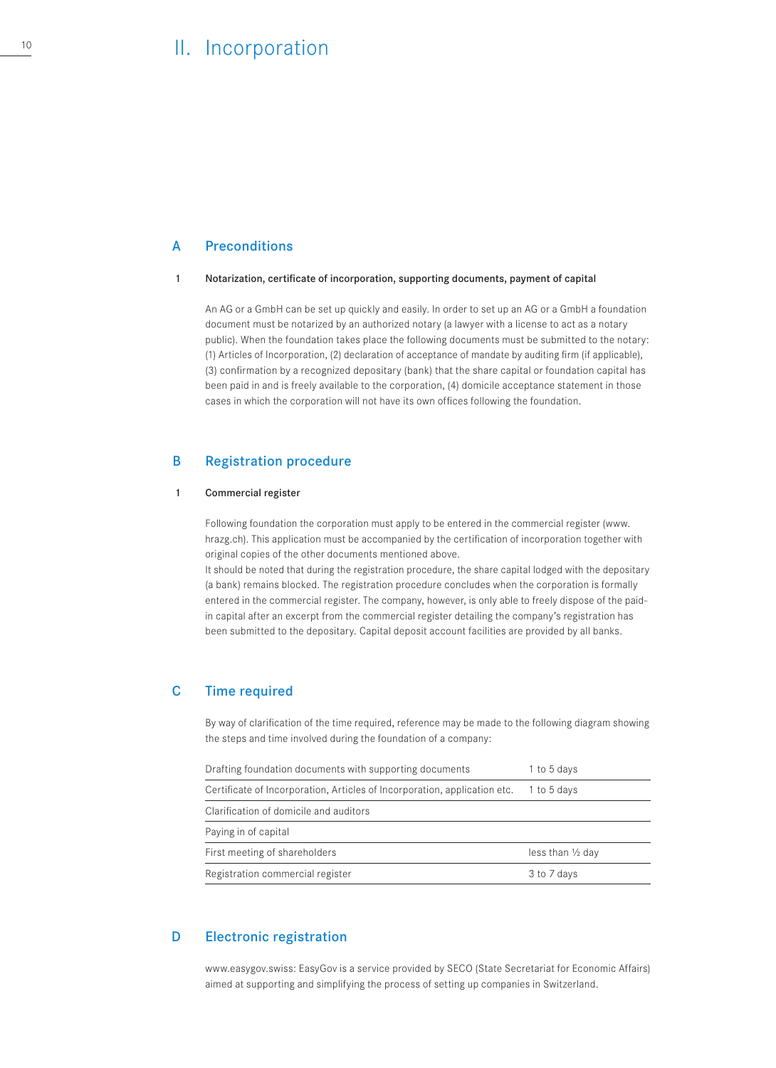# II. Incorporation

## A Preconditions

### 1 Notarization, certificate of incorporation, supporting documents, payment of capital

An AG or a GmbH can be set up quickly and easily. In order to set up an AG or a GmbH a foundation document must be notarized by an authorized notary (a lawyer with a license to act as a notary public). When the foundation takes place the following documents must be submitted to the notary: (1) Articles of Incorporation, (2) declaration of acceptance of mandate by auditing firm (if applicable), (3) confirmation by a recognized depositary (bank) that the share capital or foundation capital has been paid in and is freely available to the corporation, (4) domicile acceptance statement in those cases in which the corporation will not have its own offices following the foundation.

## B Registration procedure

### 1 Commercial register

Following foundation the corporation must apply to be entered in the commercial register (www.hrazg.ch). This application must be accompanied by the certification of incorporation together with original copies of the other documents mentioned above.
It should be noted that during the registration procedure, the share capital lodged with the depositary (a bank) remains blocked. The registration procedure concludes when the corporation is formally entered in the commercial register. The company, however, is only able to freely dispose of the paid-in capital after an excerpt from the commercial register detailing the company's registration has been submitted to the depositary. Capital deposit account facilities are provided by all banks.

## C Time required

By way of clarification of the time required, reference may be made to the following diagram showing the steps and time involved during the foundation of a company:

| | |
|---|---|
| Drafting foundation documents with supporting documents | 1 to 5 days |
| Certificate of Incorporation, Articles of Incorporation, application etc. | 1 to 5 days |
| Clarification of domicile and auditors | |
| Paying in of capital | |
| First meeting of shareholders | less than ½ day |
| Registration commercial register | 3 to 7 days |

## D Electronic registration

www.easygov.swiss: EasyGov is a service provided by SECO (State Secretariat for Economic Affairs) aimed at supporting and simplifying the process of setting up companies in Switzerland.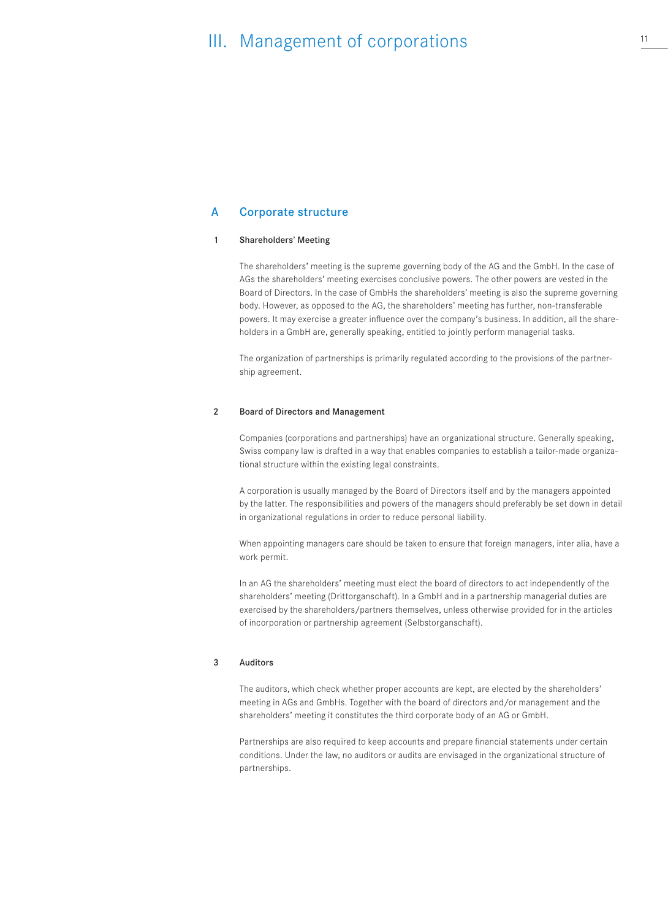# III. Management of corporations

## A Corporate structure

### 1 Shareholders' Meeting

The shareholders' meeting is the supreme governing body of the AG and the GmbH. In the case of AGs the shareholders' meeting exercises conclusive powers. The other powers are vested in the Board of Directors. In the case of GmbHs the shareholders' meeting is also the supreme governing body. However, as opposed to the AG, the shareholders' meeting has further, non-transferable powers. It may exercise a greater influence over the company's business. In addition, all the shareholders in a GmbH are, generally speaking, entitled to jointly perform managerial tasks.

The organization of partnerships is primarily regulated according to the provisions of the partnership agreement.

### 2 Board of Directors and Management

Companies (corporations and partnerships) have an organizational structure. Generally speaking, Swiss company law is drafted in a way that enables companies to establish a tailor-made organizational structure within the existing legal constraints.

A corporation is usually managed by the Board of Directors itself and by the managers appointed by the latter. The responsibilities and powers of the managers should preferably be set down in detail in organizational regulations in order to reduce personal liability.

When appointing managers care should be taken to ensure that foreign managers, inter alia, have a work permit.

In an AG the shareholders' meeting must elect the board of directors to act independently of the shareholders' meeting (Drittorganschaft). In a GmbH and in a partnership managerial duties are exercised by the shareholders/partners themselves, unless otherwise provided for in the articles of incorporation or partnership agreement (Selbstorganschaft).

### 3 Auditors

The auditors, which check whether proper accounts are kept, are elected by the shareholders' meeting in AGs and GmbHs. Together with the board of directors and/or management and the shareholders' meeting it constitutes the third corporate body of an AG or GmbH.

Partnerships are also required to keep accounts and prepare financial statements under certain conditions. Under the law, no auditors or audits are envisaged in the organizational structure of partnerships.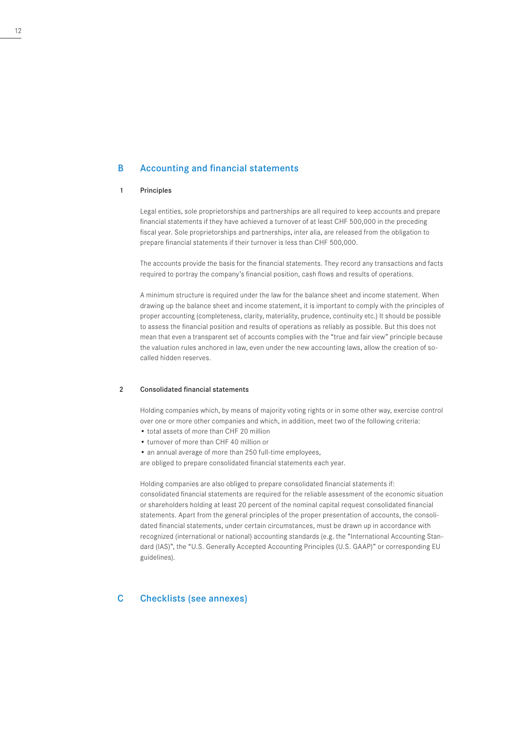## B Accounting and financial statements

### 1 Principles

Legal entities, sole proprietorships and partnerships are all required to keep accounts and prepare financial statements if they have achieved a turnover of at least CHF 500,000 in the preceding fiscal year. Sole proprietorships and partnerships, inter alia, are released from the obligation to prepare financial statements if their turnover is less than CHF 500,000.

The accounts provide the basis for the financial statements. They record any transactions and facts required to portray the company's financial position, cash flows and results of operations.

A minimum structure is required under the law for the balance sheet and income statement. When drawing up the balance sheet and income statement, it is important to comply with the principles of proper accounting (completeness, clarity, materiality, prudence, continuity etc.) It should be possible to assess the financial position and results of operations as reliably as possible. But this does not mean that even a transparent set of accounts complies with the "true and fair view" principle because the valuation rules anchored in law, even under the new accounting laws, allow the creation of so-called hidden reserves.

### 2 Consolidated financial statements

Holding companies which, by means of majority voting rights or in some other way, exercise control over one or more other companies and which, in addition, meet two of the following criteria:

- total assets of more than CHF 20 million
- turnover of more than CHF 40 million or
- an annual average of more than 250 full-time employees,

are obliged to prepare consolidated financial statements each year.

Holding companies are also obliged to prepare consolidated financial statements if: consolidated financial statements are required for the reliable assessment of the economic situation or shareholders holding at least 20 percent of the nominal capital request consolidated financial statements. Apart from the general principles of the proper presentation of accounts, the consolidated financial statements, under certain circumstances, must be drawn up in accordance with recognized (international or national) accounting standards (e.g. the "International Accounting Standard (IAS)", the "U.S. Generally Accepted Accounting Principles (U.S. GAAP)" or corresponding EU guidelines).

## C Checklists (see annexes)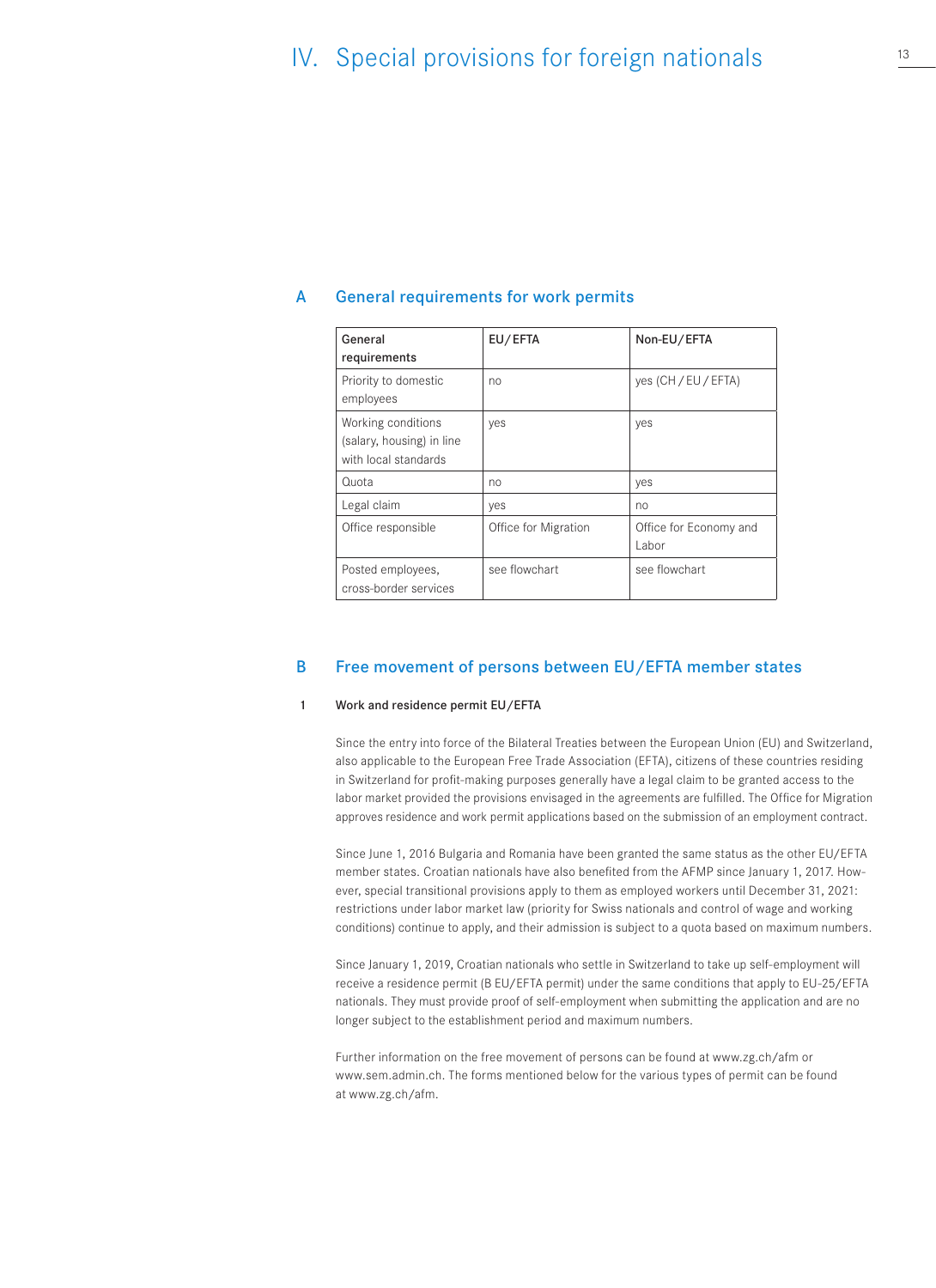# IV. Special provisions for foreign nationals

## A General requirements for work permits

| General requirements | EU/EFTA | Non-EU/EFTA |
|---|---|---|
| Priority to domestic employees | no | yes (CH / EU / EFTA) |
| Working conditions (salary, housing) in line with local standards | yes | yes |
| Quota | no | yes |
| Legal claim | yes | no |
| Office responsible | Office for Migration | Office for Economy and Labor |
| Posted employees, cross-border services | see flowchart | see flowchart |

## B Free movement of persons between EU/EFTA member states

### 1 Work and residence permit EU/EFTA

Since the entry into force of the Bilateral Treaties between the European Union (EU) and Switzerland, also applicable to the European Free Trade Association (EFTA), citizens of these countries residing in Switzerland for profit-making purposes generally have a legal claim to be granted access to the labor market provided the provisions envisaged in the agreements are fulfilled. The Office for Migration approves residence and work permit applications based on the submission of an employment contract.

Since June 1, 2016 Bulgaria and Romania have been granted the same status as the other EU/EFTA member states. Croatian nationals have also benefited from the AFMP since January 1, 2017. However, special transitional provisions apply to them as employed workers until December 31, 2021: restrictions under labor market law (priority for Swiss nationals and control of wage and working conditions) continue to apply, and their admission is subject to a quota based on maximum numbers.

Since January 1, 2019, Croatian nationals who settle in Switzerland to take up self-employment will receive a residence permit (B EU/EFTA permit) under the same conditions that apply to EU-25/EFTA nationals. They must provide proof of self-employment when submitting the application and are no longer subject to the establishment period and maximum numbers.

Further information on the free movement of persons can be found at www.zg.ch/afm or www.sem.admin.ch. The forms mentioned below for the various types of permit can be found at www.zg.ch/afm.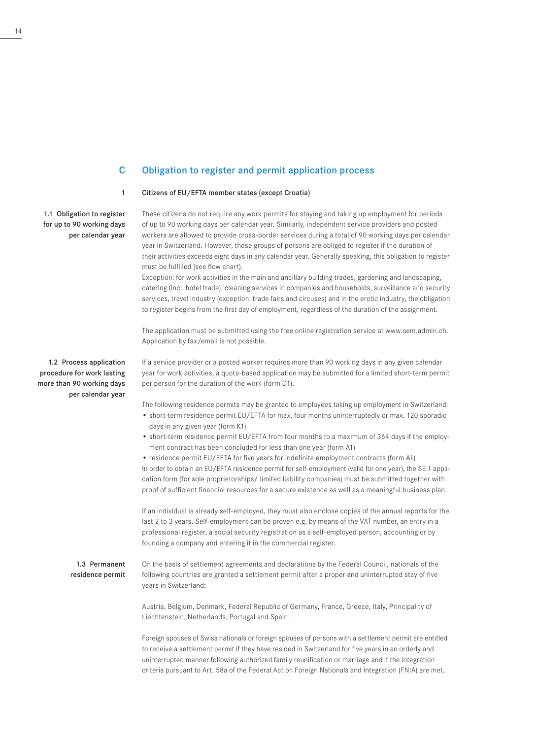## C Obligation to register and permit application process

### 1 Citizens of EU/EFTA member states (except Croatia)

#### 1.1 Obligation to register for up to 90 working days per calendar year

These citizens do not require any work permits for staying and taking up employment for periods of up to 90 working days per calendar year. Similarly, independent service providers and posted workers are allowed to provide cross-border services during a total of 90 working days per calendar year in Switzerland. However, these groups of persons are obliged to register if the duration of their activities exceeds eight days in any calendar year. Generally speaking, this obligation to register must be fulfilled (see flow chart).
Exception: for work activities in the main and ancillary building trades, gardening and landscaping, catering (incl. hotel trade), cleaning services in companies and households, surveillance and security services, travel industry (exception: trade fairs and circuses) and in the erotic industry, the obligation to register begins from the first day of employment, regardless of the duration of the assignment.

The application must be submitted using the free online registration service at www.sem.admin.ch. Application by fax/email is not possible.

#### 1.2 Process application procedure for work lasting more than 90 working days per calendar year

If a service provider or a posted worker requires more than 90 working days in any given calendar year for work activities, a quota-based application may be submitted for a limited short-term permit per person for the duration of the work (form D1).

The following residence permits may be granted to employees taking up employment in Switzerland:

- short-term residence permit EU/EFTA for max. four months uninterruptedly or max. 120 sporadic days in any given year (form K1)
- short-term residence permit EU/EFTA from four months to a maximum of 364 days if the employment contract has been concluded for less than one year (form A1)
- residence permit EU/EFTA for five years for indefinite employment contracts (form A1)

In order to obtain an EU/EFTA residence permit for self-employment (valid for one year), the SE 1 application form (for sole proprietorships/ limited liability companies) must be submitted together with proof of sufficient financial resources for a secure existence as well as a meaningful business plan.

If an individual is already self-employed, they must also enclose copies of the annual reports for the last 2 to 3 years. Self-employment can be proven e.g. by means of the VAT number, an entry in a professional register, a social security registration as a self-employed person, accounting or by founding a company and entering it in the commercial register.

#### 1.3 Permanent residence permit

On the basis of settlement agreements and declarations by the Federal Council, nationals of the following countries are granted a settlement permit after a proper and uninterrupted stay of five years in Switzerland:

Austria, Belgium, Denmark, Federal Republic of Germany, France, Greece, Italy, Principality of Liechtenstein, Netherlands, Portugal and Spain.

Foreign spouses of Swiss nationals or foreign spouses of persons with a settlement permit are entitled to receive a settlement permit if they have resided in Switzerland for five years in an orderly and uninterrupted manner following authorized family reunification or marriage and if the integration criteria pursuant to Art. 58a of the Federal Act on Foreign Nationals and Integration (FNIA) are met.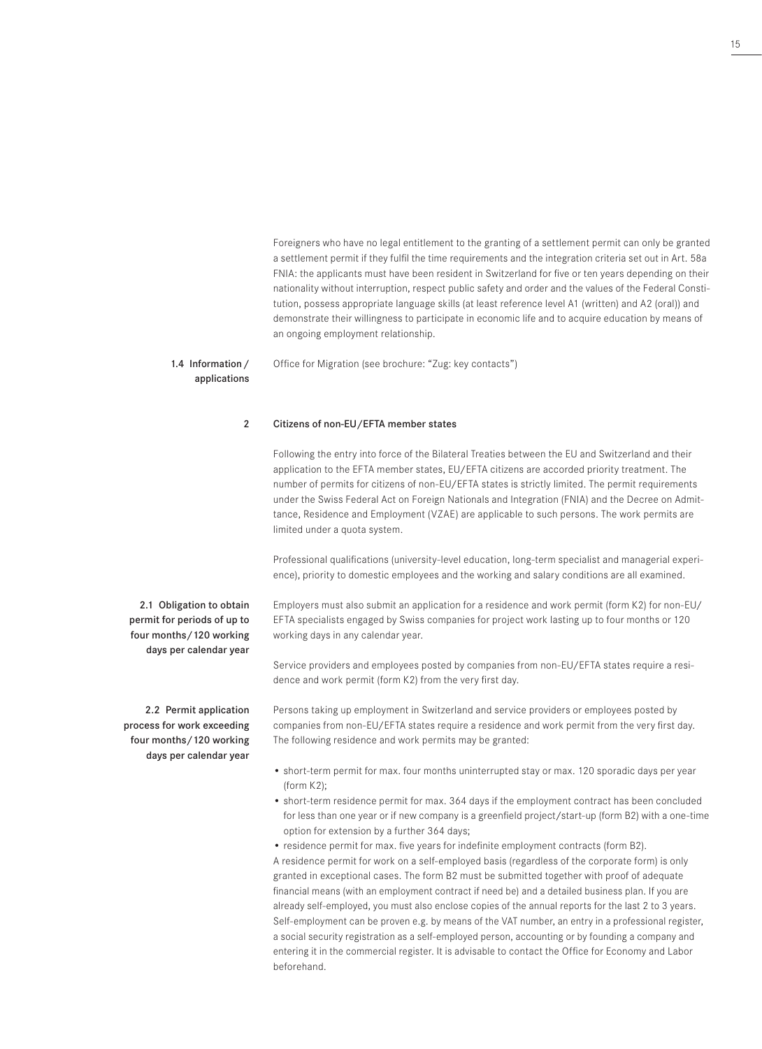Foreigners who have no legal entitlement to the granting of a settlement permit can only be granted a settlement permit if they fulfil the time requirements and the integration criteria set out in Art. 58a FNIA: the applicants must have been resident in Switzerland for five or ten years depending on their nationality without interruption, respect public safety and order and the values of the Federal Constitution, possess appropriate language skills (at least reference level A1 (written) and A2 (oral)) and demonstrate their willingness to participate in economic life and to acquire education by means of an ongoing employment relationship.

#### 1.4 Information / applications

Office for Migration (see brochure: "Zug: key contacts")

## 2 Citizens of non-EU/EFTA member states

Following the entry into force of the Bilateral Treaties between the EU and Switzerland and their application to the EFTA member states, EU/EFTA citizens are accorded priority treatment. The number of permits for citizens of non-EU/EFTA states is strictly limited. The permit requirements under the Swiss Federal Act on Foreign Nationals and Integration (FNIA) and the Decree on Admittance, Residence and Employment (VZAE) are applicable to such persons. The work permits are limited under a quota system.

Professional qualifications (university-level education, long-term specialist and managerial experience), priority to domestic employees and the working and salary conditions are all examined.

#### 2.1 Obligation to obtain permit for periods of up to four months/120 working days per calendar year

Employers must also submit an application for a residence and work permit (form K2) for non-EU/EFTA specialists engaged by Swiss companies for project work lasting up to four months or 120 working days in any calendar year.

Service providers and employees posted by companies from non-EU/EFTA states require a residence and work permit (form K2) from the very first day.

#### 2.2 Permit application process for work exceeding four months/120 working days per calendar year

Persons taking up employment in Switzerland and service providers or employees posted by companies from non-EU/EFTA states require a residence and work permit from the very first day. The following residence and work permits may be granted:

- short-term permit for max. four months uninterrupted stay or max. 120 sporadic days per year (form K2);
- short-term residence permit for max. 364 days if the employment contract has been concluded for less than one year or if new company is a greenfield project/start-up (form B2) with a one-time option for extension by a further 364 days;
- residence permit for max. five years for indefinite employment contracts (form B2).

A residence permit for work on a self-employed basis (regardless of the corporate form) is only granted in exceptional cases. The form B2 must be submitted together with proof of adequate financial means (with an employment contract if need be) and a detailed business plan. If you are already self-employed, you must also enclose copies of the annual reports for the last 2 to 3 years. Self-employment can be proven e.g. by means of the VAT number, an entry in a professional register, a social security registration as a self-employed person, accounting or by founding a company and entering it in the commercial register. It is advisable to contact the Office for Economy and Labor beforehand.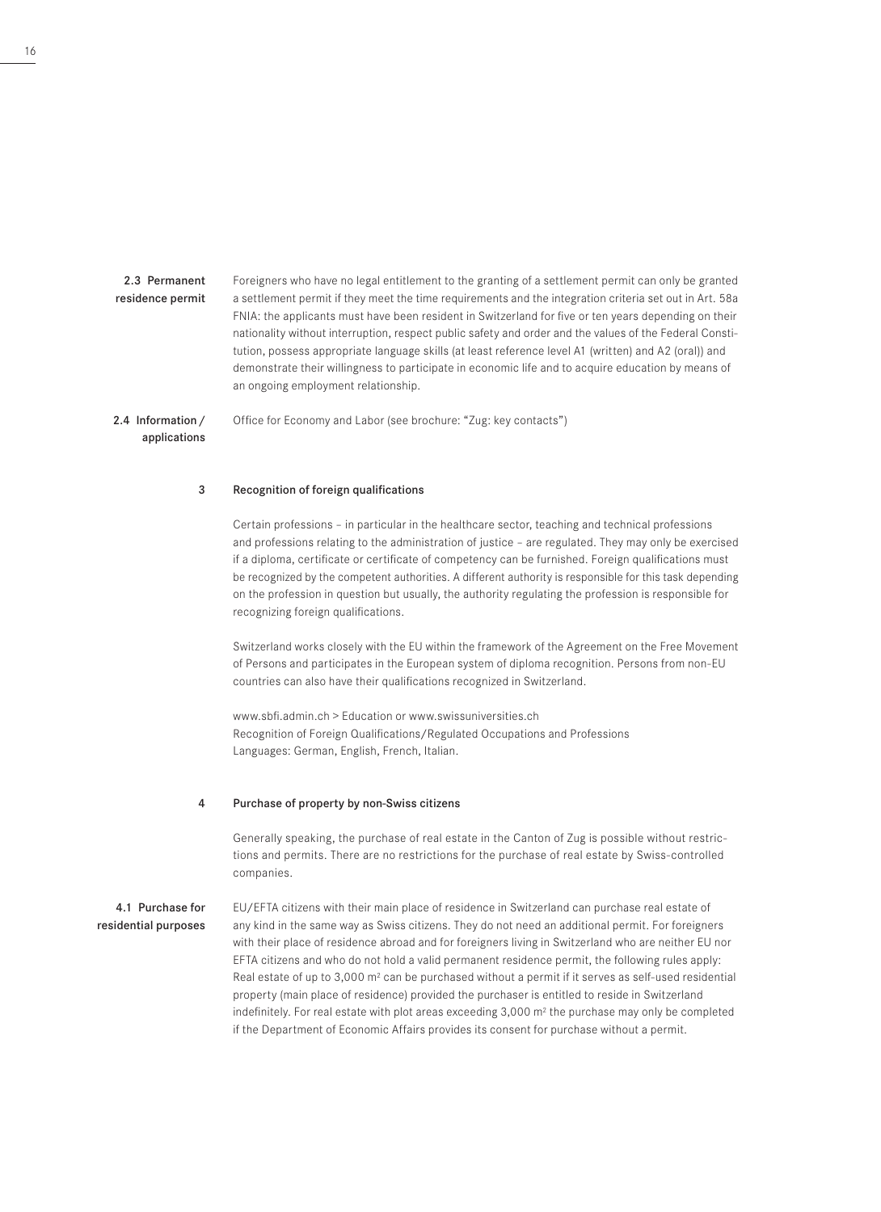### 2.3 Permanent residence permit

Foreigners who have no legal entitlement to the granting of a settlement permit can only be granted a settlement permit if they meet the time requirements and the integration criteria set out in Art. 58a FNIA: the applicants must have been resident in Switzerland for five or ten years depending on their nationality without interruption, respect public safety and order and the values of the Federal Constitution, possess appropriate language skills (at least reference level A1 (written) and A2 (oral)) and demonstrate their willingness to participate in economic life and to acquire education by means of an ongoing employment relationship.

### 2.4 Information / applications

Office for Economy and Labor (see brochure: "Zug: key contacts")

## 3 Recognition of foreign qualifications

Certain professions – in particular in the healthcare sector, teaching and technical professions and professions relating to the administration of justice – are regulated. They may only be exercised if a diploma, certificate or certificate of competency can be furnished. Foreign qualifications must be recognized by the competent authorities. A different authority is responsible for this task depending on the profession in question but usually, the authority regulating the profession is responsible for recognizing foreign qualifications.

Switzerland works closely with the EU within the framework of the Agreement on the Free Movement of Persons and participates in the European system of diploma recognition. Persons from non-EU countries can also have their qualifications recognized in Switzerland.

www.sbfi.admin.ch > Education or www.swissuniversities.ch
Recognition of Foreign Qualifications/Regulated Occupations and Professions
Languages: German, English, French, Italian.

## 4 Purchase of property by non-Swiss citizens

Generally speaking, the purchase of real estate in the Canton of Zug is possible without restrictions and permits. There are no restrictions for the purchase of real estate by Swiss-controlled companies.

### 4.1 Purchase for residential purposes

EU/EFTA citizens with their main place of residence in Switzerland can purchase real estate of any kind in the same way as Swiss citizens. They do not need an additional permit. For foreigners with their place of residence abroad and for foreigners living in Switzerland who are neither EU nor EFTA citizens and who do not hold a valid permanent residence permit, the following rules apply: Real estate of up to 3,000 m² can be purchased without a permit if it serves as self-used residential property (main place of residence) provided the purchaser is entitled to reside in Switzerland indefinitely. For real estate with plot areas exceeding 3,000 m² the purchase may only be completed if the Department of Economic Affairs provides its consent for purchase without a permit.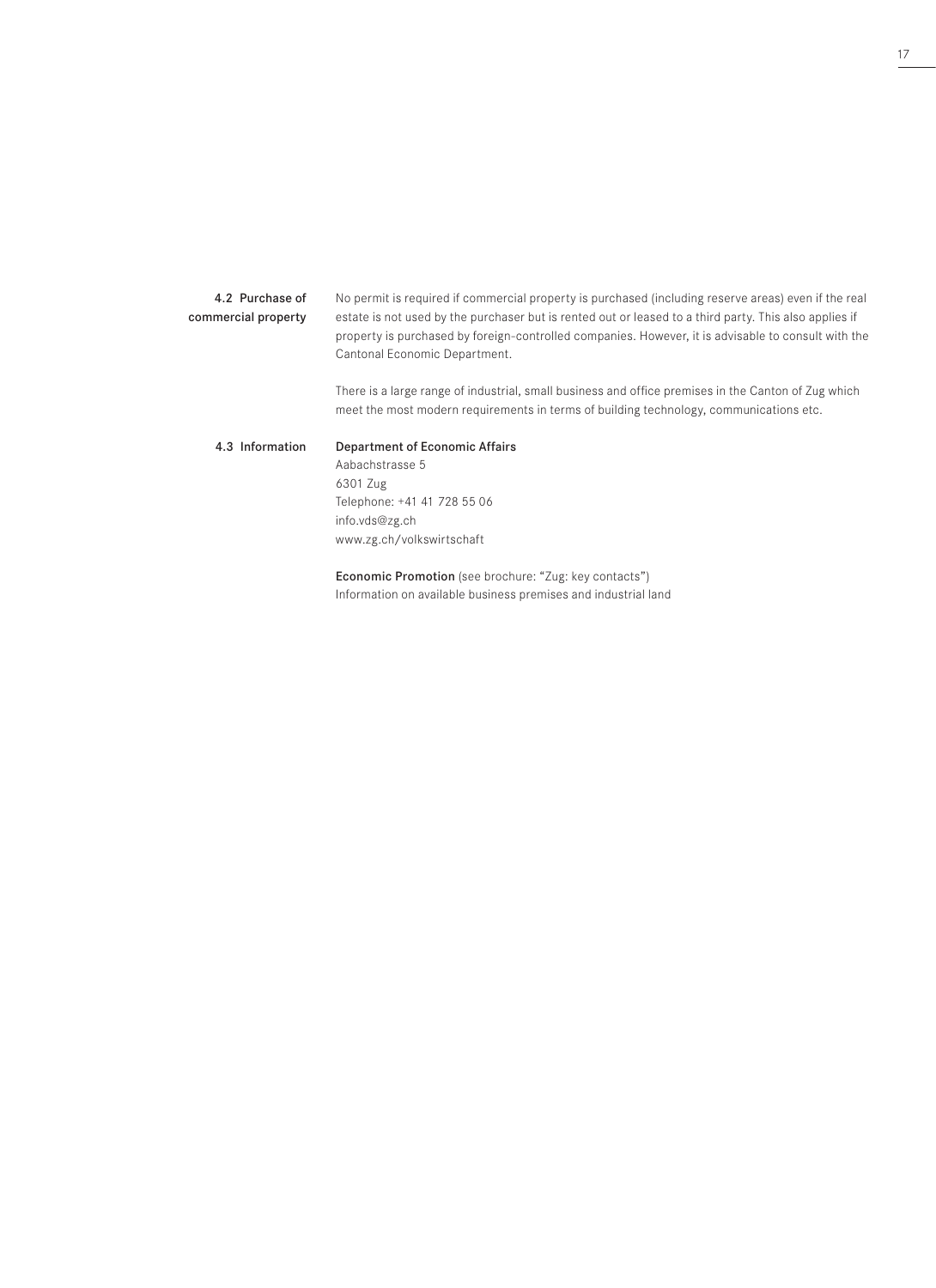### 4.2 Purchase of commercial property

No permit is required if commercial property is purchased (including reserve areas) even if the real estate is not used by the purchaser but is rented out or leased to a third party. This also applies if property is purchased by foreign-controlled companies. However, it is advisable to consult with the Cantonal Economic Department.

There is a large range of industrial, small business and office premises in the Canton of Zug which meet the most modern requirements in terms of building technology, communications etc.

### 4.3 Information

**Department of Economic Affairs**
Aabachstrasse 5
6301 Zug
Telephone: +41 41 728 55 06
info.vds@zg.ch
www.zg.ch/volkswirtschaft

**Economic Promotion** (see brochure: "Zug: key contacts")
Information on available business premises and industrial land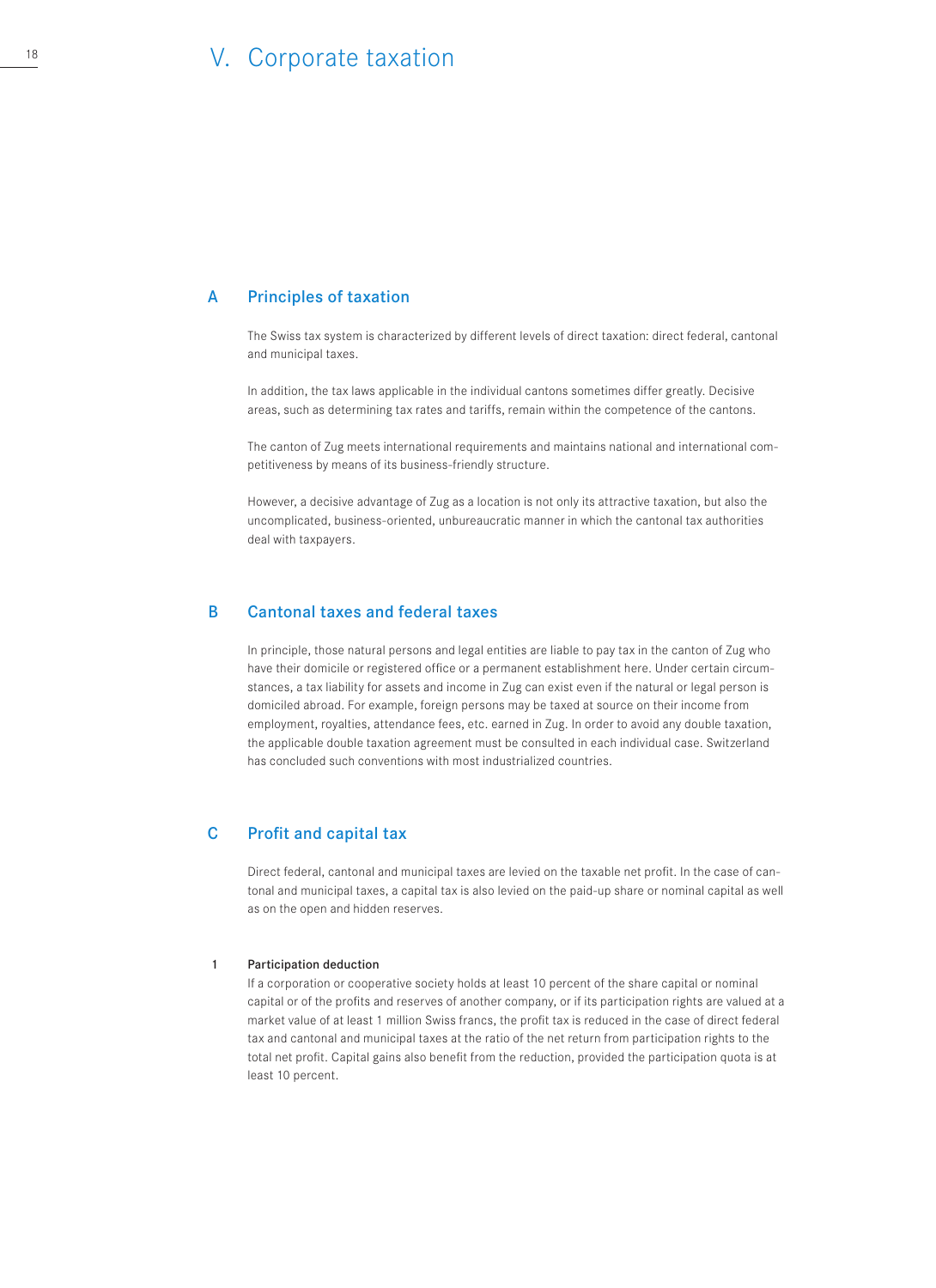# V. Corporate taxation

## A Principles of taxation

The Swiss tax system is characterized by different levels of direct taxation: direct federal, cantonal and municipal taxes.

In addition, the tax laws applicable in the individual cantons sometimes differ greatly. Decisive areas, such as determining tax rates and tariffs, remain within the competence of the cantons.

The canton of Zug meets international requirements and maintains national and international competitiveness by means of its business-friendly structure.

However, a decisive advantage of Zug as a location is not only its attractive taxation, but also the uncomplicated, business-oriented, unbureaucratic manner in which the cantonal tax authorities deal with taxpayers.

## B Cantonal taxes and federal taxes

In principle, those natural persons and legal entities are liable to pay tax in the canton of Zug who have their domicile or registered office or a permanent establishment here. Under certain circumstances, a tax liability for assets and income in Zug can exist even if the natural or legal person is domiciled abroad. For example, foreign persons may be taxed at source on their income from employment, royalties, attendance fees, etc. earned in Zug. In order to avoid any double taxation, the applicable double taxation agreement must be consulted in each individual case. Switzerland has concluded such conventions with most industrialized countries.

## C Profit and capital tax

Direct federal, cantonal and municipal taxes are levied on the taxable net profit. In the case of cantonal and municipal taxes, a capital tax is also levied on the paid-up share or nominal capital as well as on the open and hidden reserves.

### 1 Participation deduction

If a corporation or cooperative society holds at least 10 percent of the share capital or nominal capital or of the profits and reserves of another company, or if its participation rights are valued at a market value of at least 1 million Swiss francs, the profit tax is reduced in the case of direct federal tax and cantonal and municipal taxes at the ratio of the net return from participation rights to the total net profit. Capital gains also benefit from the reduction, provided the participation quota is at least 10 percent.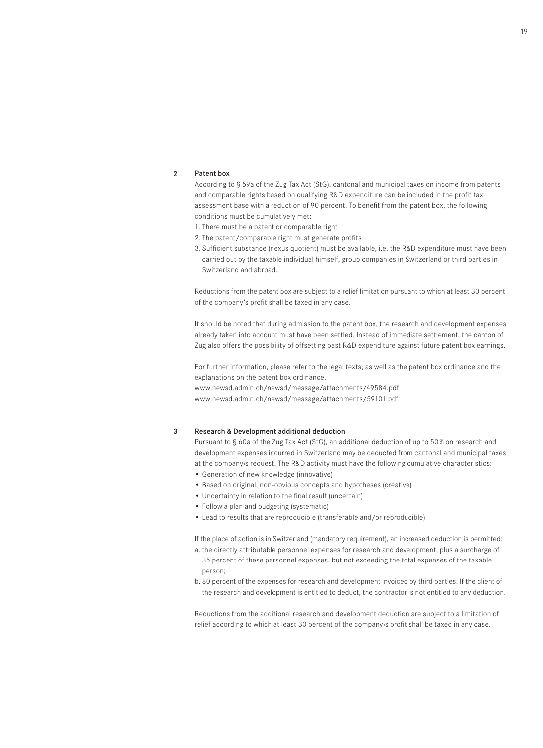## 2 Patent box

According to § 59a of the Zug Tax Act (StG), cantonal and municipal taxes on income from patents and comparable rights based on qualifying R&D expenditure can be included in the profit tax assessment base with a reduction of 90 percent. To benefit from the patent box, the following conditions must be cumulatively met:

1. There must be a patent or comparable right
2. The patent/comparable right must generate profits
3. Sufficient substance (nexus quotient) must be available, i.e. the R&D expenditure must have been carried out by the taxable individual himself, group companies in Switzerland or third parties in Switzerland and abroad.

Reductions from the patent box are subject to a relief limitation pursuant to which at least 30 percent of the company's profit shall be taxed in any case.

It should be noted that during admission to the patent box, the research and development expenses already taken into account must have been settled. Instead of immediate settlement, the canton of Zug also offers the possibility of offsetting past R&D expenditure against future patent box earnings.

For further information, please refer to the legal texts, as well as the patent box ordinance and the explanations on the patent box ordinance.
www.newsd.admin.ch/newsd/message/attachments/49584.pdf
www.newsd.admin.ch/newsd/message/attachments/59101.pdf

## 3 Research & Development additional deduction

Pursuant to § 60a of the Zug Tax Act (StG), an additional deduction of up to 50% on research and development expenses incurred in Switzerland may be deducted from cantonal and municipal taxes at the company›s request. The R&D activity must have the following cumulative characteristics:

- Generation of new knowledge (innovative)
- Based on original, non-obvious concepts and hypotheses (creative)
- Uncertainty in relation to the final result (uncertain)
- Follow a plan and budgeting (systematic)
- Lead to results that are reproducible (transferable and/or reproducible)

If the place of action is in Switzerland (mandatory requirement), an increased deduction is permitted:

a. the directly attributable personnel expenses for research and development, plus a surcharge of 35 percent of these personnel expenses, but not exceeding the total expenses of the taxable person;
b. 80 percent of the expenses for research and development invoiced by third parties. If the client of the research and development is entitled to deduct, the contractor is not entitled to any deduction.

Reductions from the additional research and development deduction are subject to a limitation of relief according to which at least 30 percent of the company›s profit shall be taxed in any case.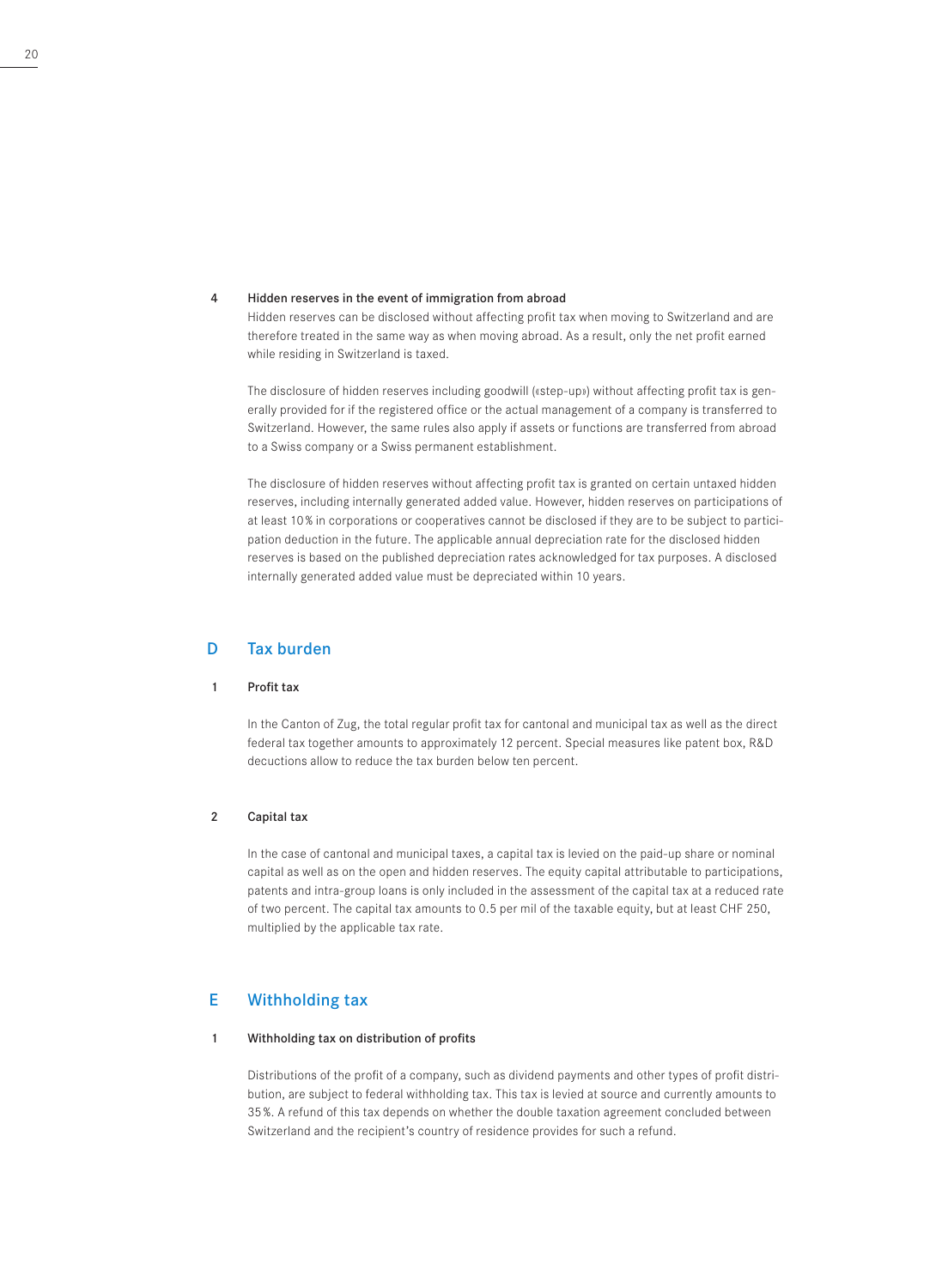### 4 Hidden reserves in the event of immigration from abroad

Hidden reserves can be disclosed without affecting profit tax when moving to Switzerland and are therefore treated in the same way as when moving abroad. As a result, only the net profit earned while residing in Switzerland is taxed.

The disclosure of hidden reserves including goodwill («step-up») without affecting profit tax is generally provided for if the registered office or the actual management of a company is transferred to Switzerland. However, the same rules also apply if assets or functions are transferred from abroad to a Swiss company or a Swiss permanent establishment.

The disclosure of hidden reserves without affecting profit tax is granted on certain untaxed hidden reserves, including internally generated added value. However, hidden reserves on participations of at least 10% in corporations or cooperatives cannot be disclosed if they are to be subject to participation deduction in the future. The applicable annual depreciation rate for the disclosed hidden reserves is based on the published depreciation rates acknowledged for tax purposes. A disclosed internally generated added value must be depreciated within 10 years.

## D Tax burden

### 1 Profit tax

In the Canton of Zug, the total regular profit tax for cantonal and municipal tax as well as the direct federal tax together amounts to approximately 12 percent. Special measures like patent box, R&D decuctions allow to reduce the tax burden below ten percent.

### 2 Capital tax

In the case of cantonal and municipal taxes, a capital tax is levied on the paid-up share or nominal capital as well as on the open and hidden reserves. The equity capital attributable to participations, patents and intra-group loans is only included in the assessment of the capital tax at a reduced rate of two percent. The capital tax amounts to 0.5 per mil of the taxable equity, but at least CHF 250, multiplied by the applicable tax rate.

## E Withholding tax

### 1 Withholding tax on distribution of profits

Distributions of the profit of a company, such as dividend payments and other types of profit distribution, are subject to federal withholding tax. This tax is levied at source and currently amounts to 35%. A refund of this tax depends on whether the double taxation agreement concluded between Switzerland and the recipient's country of residence provides for such a refund.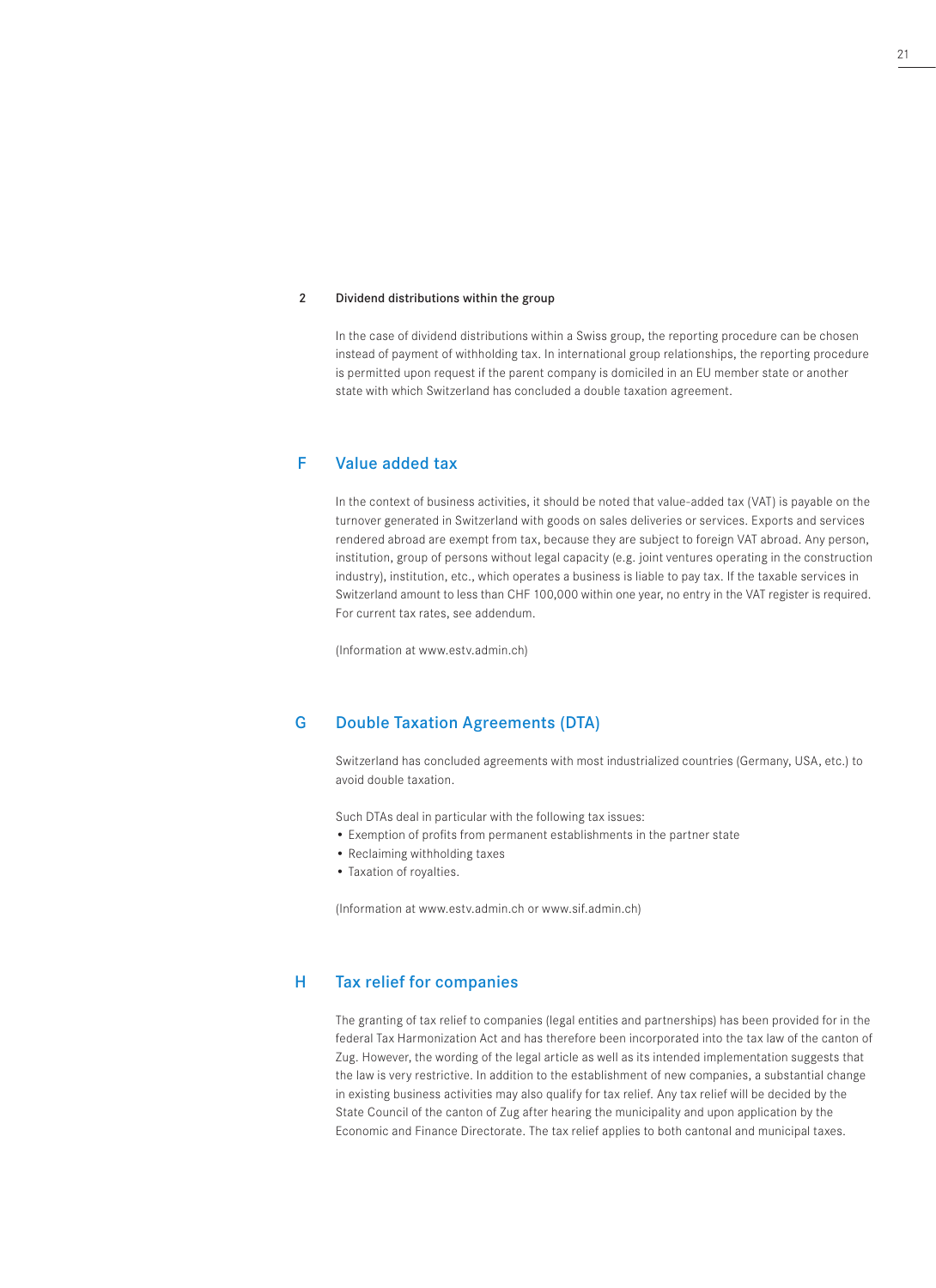### 2 Dividend distributions within the group

In the case of dividend distributions within a Swiss group, the reporting procedure can be chosen instead of payment of withholding tax. In international group relationships, the reporting procedure is permitted upon request if the parent company is domiciled in an EU member state or another state with which Switzerland has concluded a double taxation agreement.

## F Value added tax

In the context of business activities, it should be noted that value-added tax (VAT) is payable on the turnover generated in Switzerland with goods on sales deliveries or services. Exports and services rendered abroad are exempt from tax, because they are subject to foreign VAT abroad. Any person, institution, group of persons without legal capacity (e.g. joint ventures operating in the construction industry), institution, etc., which operates a business is liable to pay tax. If the taxable services in Switzerland amount to less than CHF 100,000 within one year, no entry in the VAT register is required. For current tax rates, see addendum.

(Information at www.estv.admin.ch)

## G Double Taxation Agreements (DTA)

Switzerland has concluded agreements with most industrialized countries (Germany, USA, etc.) to avoid double taxation.

Such DTAs deal in particular with the following tax issues:

- Exemption of profits from permanent establishments in the partner state
- Reclaiming withholding taxes
- Taxation of royalties.

(Information at www.estv.admin.ch or www.sif.admin.ch)

## H Tax relief for companies

The granting of tax relief to companies (legal entities and partnerships) has been provided for in the federal Tax Harmonization Act and has therefore been incorporated into the tax law of the canton of Zug. However, the wording of the legal article as well as its intended implementation suggests that the law is very restrictive. In addition to the establishment of new companies, a substantial change in existing business activities may also qualify for tax relief. Any tax relief will be decided by the State Council of the canton of Zug after hearing the municipality and upon application by the Economic and Finance Directorate. The tax relief applies to both cantonal and municipal taxes.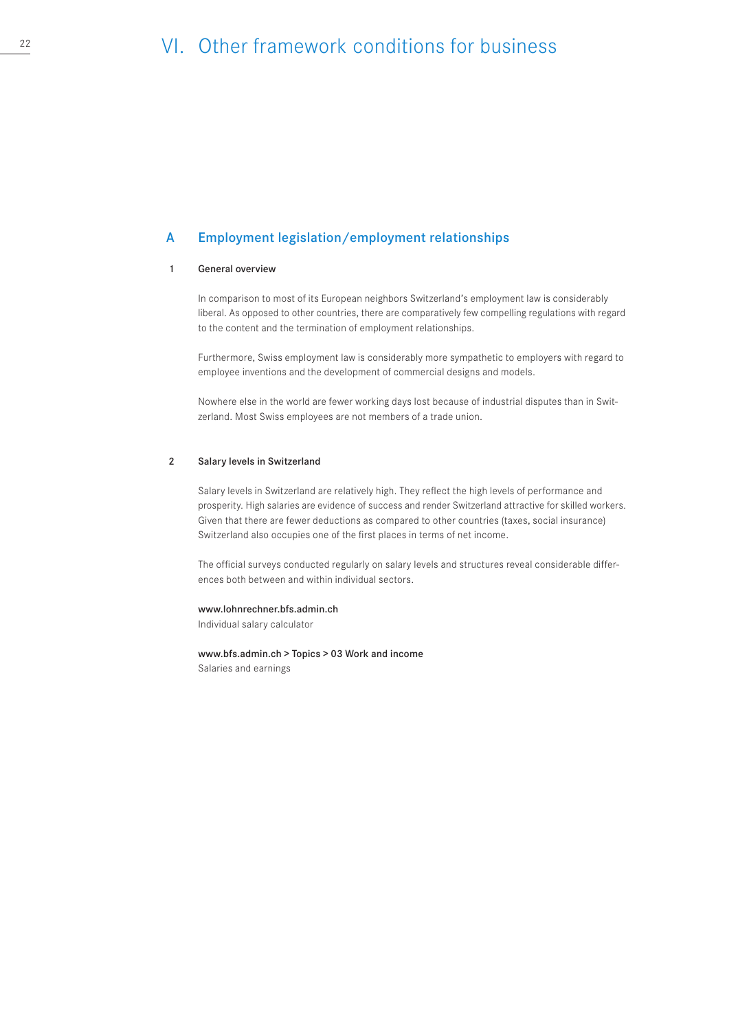# VI. Other framework conditions for business

## A Employment legislation/employment relationships

### 1 General overview

In comparison to most of its European neighbors Switzerland's employment law is considerably liberal. As opposed to other countries, there are comparatively few compelling regulations with regard to the content and the termination of employment relationships.

Furthermore, Swiss employment law is considerably more sympathetic to employers with regard to employee inventions and the development of commercial designs and models.

Nowhere else in the world are fewer working days lost because of industrial disputes than in Switzerland. Most Swiss employees are not members of a trade union.

### 2 Salary levels in Switzerland

Salary levels in Switzerland are relatively high. They reflect the high levels of performance and prosperity. High salaries are evidence of success and render Switzerland attractive for skilled workers. Given that there are fewer deductions as compared to other countries (taxes, social insurance) Switzerland also occupies one of the first places in terms of net income.

The official surveys conducted regularly on salary levels and structures reveal considerable differences both between and within individual sectors.

**www.lohnrechner.bfs.admin.ch**
Individual salary calculator

**www.bfs.admin.ch > Topics > 03 Work and income**
Salaries and earnings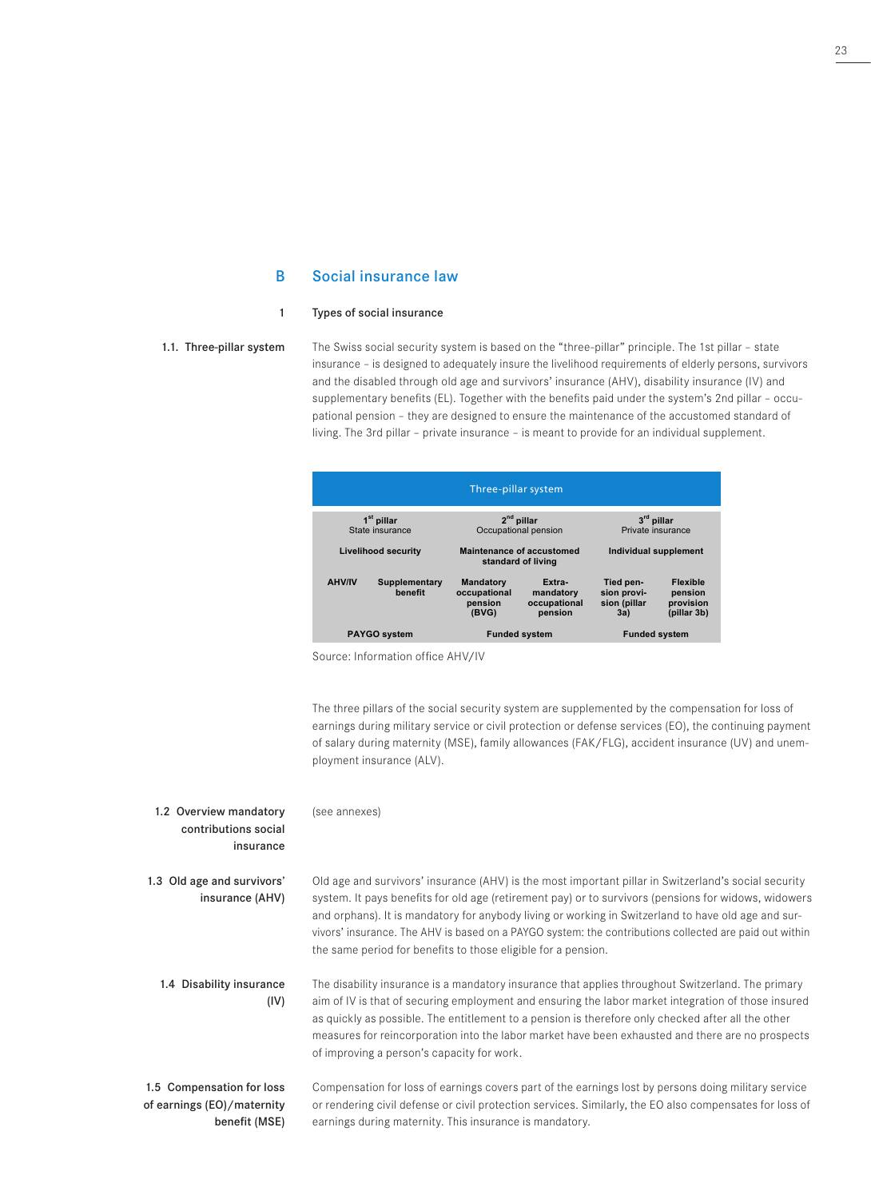## B Social insurance law

### 1 Types of social insurance

**1.1. Three-pillar system**

The Swiss social security system is based on the "three-pillar" principle. The 1st pillar – state insurance – is designed to adequately insure the livelihood requirements of elderly persons, survivors and the disabled through old age and survivors' insurance (AHV), disability insurance (IV) and supplementary benefits (EL). Together with the benefits paid under the system's 2nd pillar – occupational pension – they are designed to ensure the maintenance of the accustomed standard of living. The 3rd pillar – private insurance – is meant to provide for an individual supplement.

| Three-pillar system | | | | | |
|---|---|---|---|---|---|
| 1st pillar State insurance | | 2nd pillar Occupational pension | | 3rd pillar Private insurance | |
| **Livelihood security** | | **Maintenance of accustomed standard of living** | | **Individual supplement** | |
| **AHV/IV** | **Supplementary benefit** | **Mandatory occupational pension (BVG)** | **Extra-mandatory occupational pension** | **Tied pension provision (pillar 3a)** | **Flexible pension provision (pillar 3b)** |
| **PAYGO system** | | **Funded system** | | **Funded system** | |

Source: Information office AHV/IV

The three pillars of the social security system are supplemented by the compensation for loss of earnings during military service or civil protection or defense services (EO), the continuing payment of salary during maternity (MSE), family allowances (FAK/FLG), accident insurance (UV) and unemployment insurance (ALV).

**1.2 Overview mandatory contributions social insurance**

(see annexes)

**1.3 Old age and survivors' insurance (AHV)**

Old age and survivors' insurance (AHV) is the most important pillar in Switzerland's social security system. It pays benefits for old age (retirement pay) or to survivors (pensions for widows, widowers and orphans). It is mandatory for anybody living or working in Switzerland to have old age and survivors' insurance. The AHV is based on a PAYGO system: the contributions collected are paid out within the same period for benefits to those eligible for a pension.

**1.4 Disability insurance (IV)**

The disability insurance is a mandatory insurance that applies throughout Switzerland. The primary aim of IV is that of securing employment and ensuring the labor market integration of those insured as quickly as possible. The entitlement to a pension is therefore only checked after all the other measures for reincorporation into the labor market have been exhausted and there are no prospects of improving a person's capacity for work.

**1.5 Compensation for loss of earnings (EO)/maternity benefit (MSE)**

Compensation for loss of earnings covers part of the earnings lost by persons doing military service or rendering civil defense or civil protection services. Similarly, the EO also compensates for loss of earnings during maternity. This insurance is mandatory.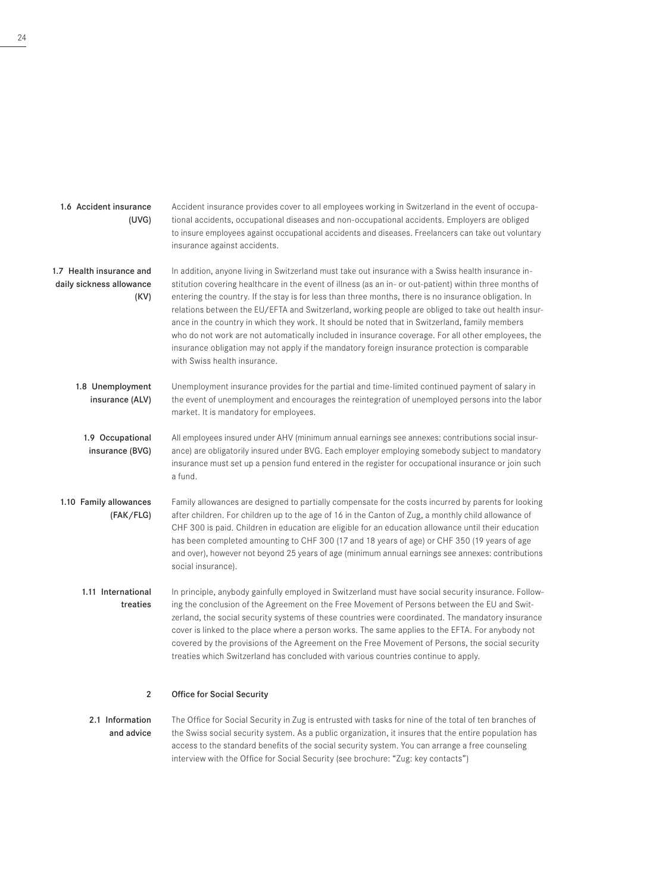### 1.6 Accident insurance (UVG)

Accident insurance provides cover to all employees working in Switzerland in the event of occupational accidents, occupational diseases and non-occupational accidents. Employers are obliged to insure employees against occupational accidents and diseases. Freelancers can take out voluntary insurance against accidents.

### 1.7 Health insurance and daily sickness allowance (KV)

In addition, anyone living in Switzerland must take out insurance with a Swiss health insurance institution covering healthcare in the event of illness (as an in- or out-patient) within three months of entering the country. If the stay is for less than three months, there is no insurance obligation. In relations between the EU/EFTA and Switzerland, working people are obliged to take out health insurance in the country in which they work. It should be noted that in Switzerland, family members who do not work are not automatically included in insurance coverage. For all other employees, the insurance obligation may not apply if the mandatory foreign insurance protection is comparable with Swiss health insurance.

### 1.8 Unemployment insurance (ALV)

Unemployment insurance provides for the partial and time-limited continued payment of salary in the event of unemployment and encourages the reintegration of unemployed persons into the labor market. It is mandatory for employees.

### 1.9 Occupational insurance (BVG)

All employees insured under AHV (minimum annual earnings see annexes: contributions social insurance) are obligatorily insured under BVG. Each employer employing somebody subject to mandatory insurance must set up a pension fund entered in the register for occupational insurance or join such a fund.

### 1.10 Family allowances (FAK/FLG)

Family allowances are designed to partially compensate for the costs incurred by parents for looking after children. For children up to the age of 16 in the Canton of Zug, a monthly child allowance of CHF 300 is paid. Children in education are eligible for an education allowance until their education has been completed amounting to CHF 300 (17 and 18 years of age) or CHF 350 (19 years of age and over), however not beyond 25 years of age (minimum annual earnings see annexes: contributions social insurance).

### 1.11 International treaties

In principle, anybody gainfully employed in Switzerland must have social security insurance. Following the conclusion of the Agreement on the Free Movement of Persons between the EU and Switzerland, the social security systems of these countries were coordinated. The mandatory insurance cover is linked to the place where a person works. The same applies to the EFTA. For anybody not covered by the provisions of the Agreement on the Free Movement of Persons, the social security treaties which Switzerland has concluded with various countries continue to apply.

## 2 Office for Social Security

### 2.1 Information and advice

The Office for Social Security in Zug is entrusted with tasks for nine of the total of ten branches of the Swiss social security system. As a public organization, it insures that the entire population has access to the standard benefits of the social security system. You can arrange a free counseling interview with the Office for Social Security (see brochure: "Zug: key contacts")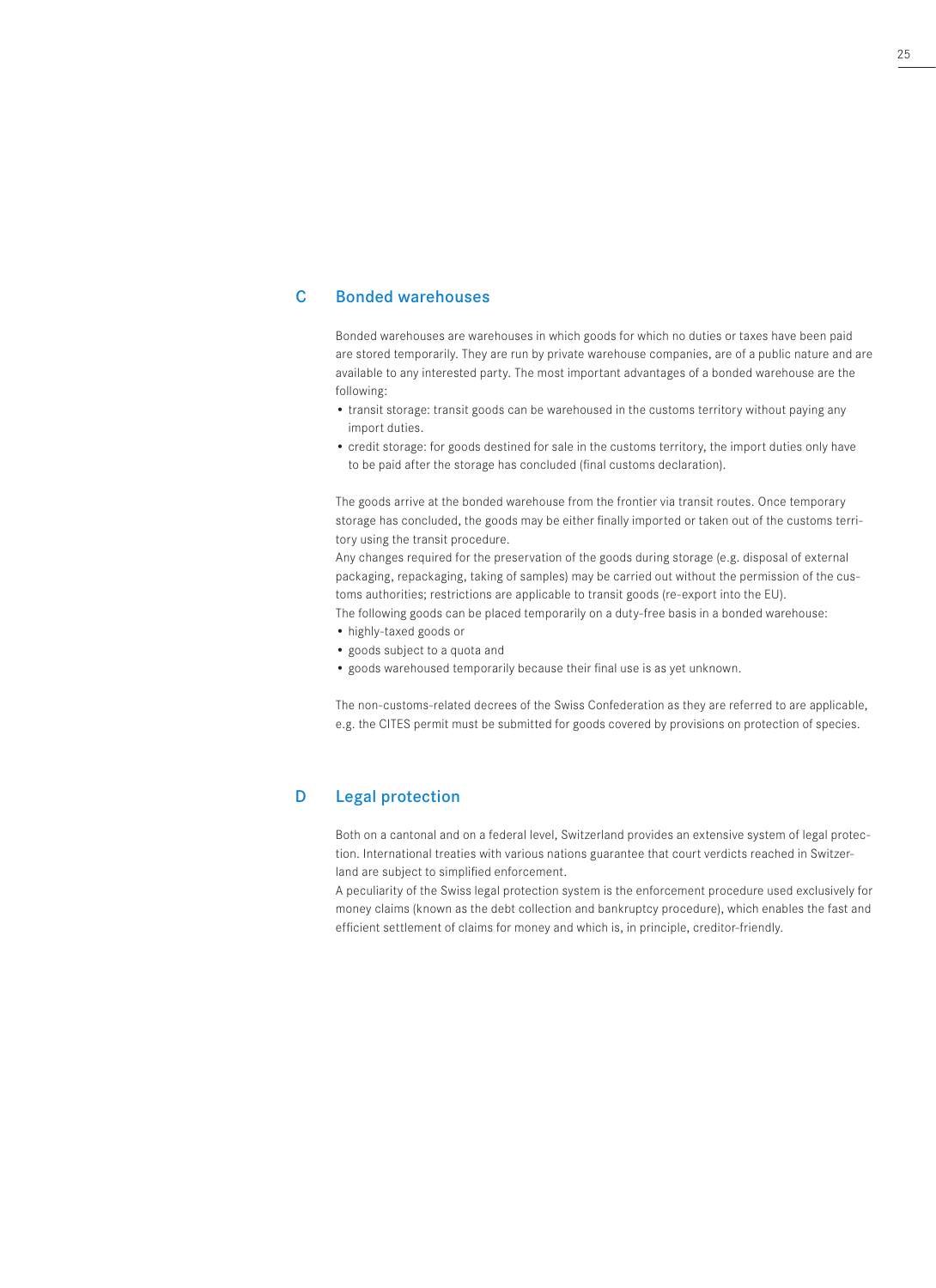## C Bonded warehouses

Bonded warehouses are warehouses in which goods for which no duties or taxes have been paid are stored temporarily. They are run by private warehouse companies, are of a public nature and are available to any interested party. The most important advantages of a bonded warehouse are the following:

- transit storage: transit goods can be warehoused in the customs territory without paying any import duties.
- credit storage: for goods destined for sale in the customs territory, the import duties only have to be paid after the storage has concluded (final customs declaration).

The goods arrive at the bonded warehouse from the frontier via transit routes. Once temporary storage has concluded, the goods may be either finally imported or taken out of the customs territory using the transit procedure.

Any changes required for the preservation of the goods during storage (e.g. disposal of external packaging, repackaging, taking of samples) may be carried out without the permission of the customs authorities; restrictions are applicable to transit goods (re-export into the EU).

The following goods can be placed temporarily on a duty-free basis in a bonded warehouse:

- highly-taxed goods or
- goods subject to a quota and
- goods warehoused temporarily because their final use is as yet unknown.

The non-customs-related decrees of the Swiss Confederation as they are referred to are applicable, e.g. the CITES permit must be submitted for goods covered by provisions on protection of species.

## D Legal protection

Both on a cantonal and on a federal level, Switzerland provides an extensive system of legal protection. International treaties with various nations guarantee that court verdicts reached in Switzerland are subject to simplified enforcement.

A peculiarity of the Swiss legal protection system is the enforcement procedure used exclusively for money claims (known as the debt collection and bankruptcy procedure), which enables the fast and efficient settlement of claims for money and which is, in principle, creditor-friendly.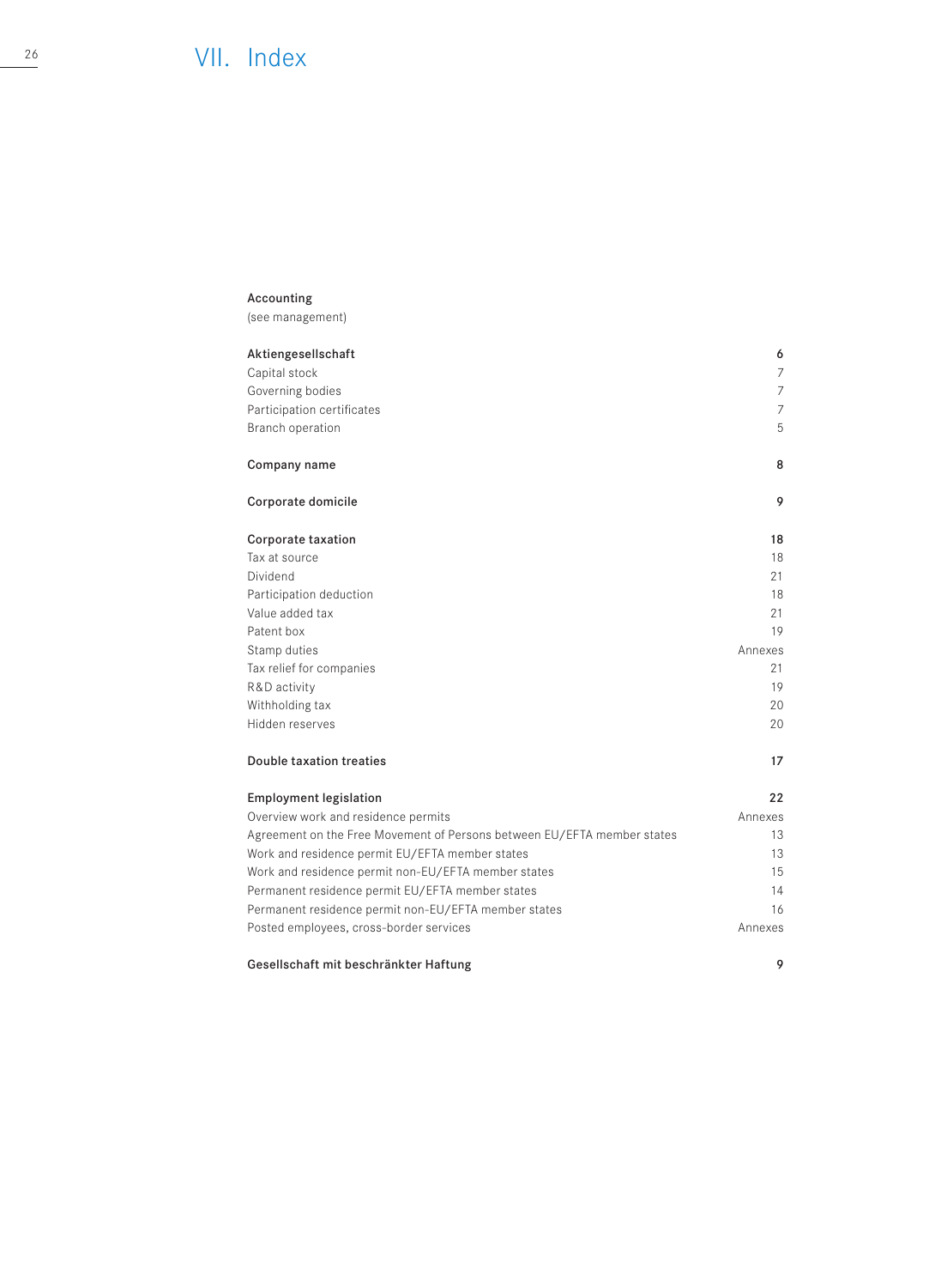# VII. Index

| | |
|---|---|
| **Accounting** | |
| (see management) | |
| **Aktiengesellschaft** | **6** |
| Capital stock | 7 |
| Governing bodies | 7 |
| Participation certificates | 7 |
| Branch operation | 5 |
| **Company name** | **8** |
| **Corporate domicile** | **9** |
| **Corporate taxation** | **18** |
| Tax at source | 18 |
| Dividend | 21 |
| Participation deduction | 18 |
| Value added tax | 21 |
| Patent box | 19 |
| Stamp duties | Annexes |
| Tax relief for companies | 21 |
| R&D activity | 19 |
| Withholding tax | 20 |
| Hidden reserves | 20 |
| **Double taxation treaties** | **17** |
| **Employment legislation** | **22** |
| Overview work and residence permits | Annexes |
| Agreement on the Free Movement of Persons between EU/EFTA member states | 13 |
| Work and residence permit EU/EFTA member states | 13 |
| Work and residence permit non-EU/EFTA member states | 15 |
| Permanent residence permit EU/EFTA member states | 14 |
| Permanent residence permit non-EU/EFTA member states | 16 |
| Posted employees, cross-border services | Annexes |
| **Gesellschaft mit beschränkter Haftung** | **9** |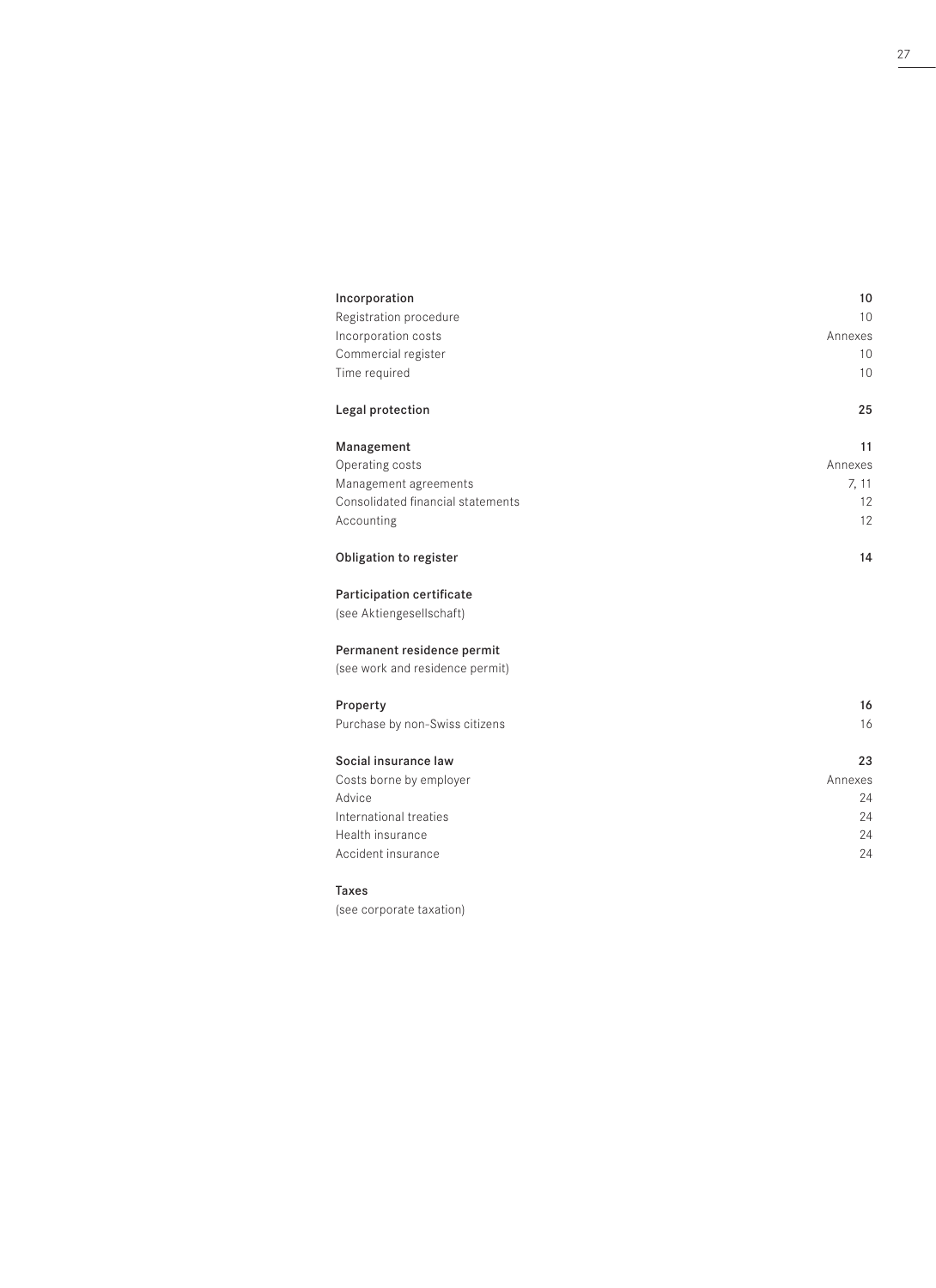| | |
|---|---|
| **Incorporation** | **10** |
| Registration procedure | 10 |
| Incorporation costs | Annexes |
| Commercial register | 10 |
| Time required | 10 |
| | |
| **Legal protection** | **25** |
| | |
| **Management** | **11** |
| Operating costs | Annexes |
| Management agreements | 7, 11 |
| Consolidated financial statements | 12 |
| Accounting | 12 |
| | |
| **Obligation to register** | **14** |
| | |
| **Participation certificate** | |
| (see Aktiengesellschaft) | |
| | |
| **Permanent residence permit** | |
| (see work and residence permit) | |
| | |
| **Property** | **16** |
| Purchase by non-Swiss citizens | 16 |
| | |
| **Social insurance law** | **23** |
| Costs borne by employer | Annexes |
| Advice | 24 |
| International treaties | 24 |
| Health insurance | 24 |
| Accident insurance | 24 |
| | |
| **Taxes** | |
| (see corporate taxation) | |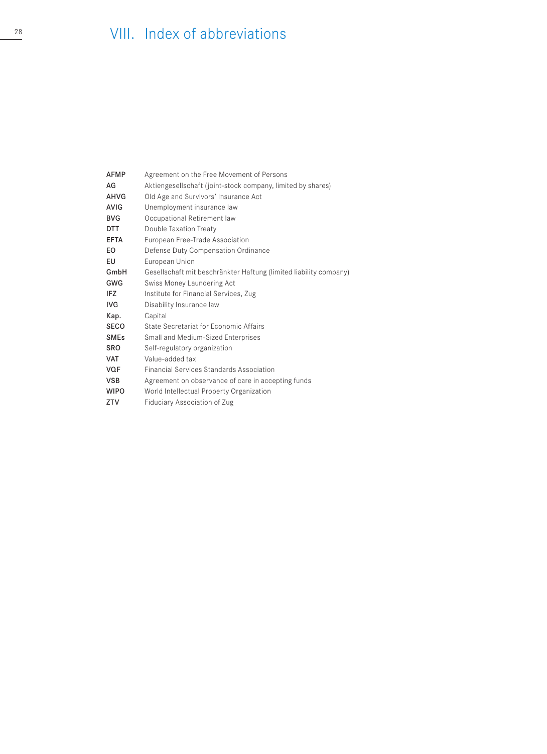# VIII. Index of abbreviations

| | |
|---|---|
| **AFMP** | Agreement on the Free Movement of Persons |
| **AG** | Aktiengesellschaft (joint-stock company, limited by shares) |
| **AHVG** | Old Age and Survivors' Insurance Act |
| **AVIG** | Unemployment insurance law |
| **BVG** | Occupational Retirement law |
| **DTT** | Double Taxation Treaty |
| **EFTA** | European Free-Trade Association |
| **EO** | Defense Duty Compensation Ordinance |
| **EU** | European Union |
| **GmbH** | Gesellschaft mit beschränkter Haftung (limited liability company) |
| **GWG** | Swiss Money Laundering Act |
| **IFZ** | Institute for Financial Services, Zug |
| **IVG** | Disability Insurance law |
| **Kap.** | Capital |
| **SECO** | State Secretariat for Economic Affairs |
| **SMEs** | Small and Medium-Sized Enterprises |
| **SRO** | Self-regulatory organization |
| **VAT** | Value-added tax |
| **VQF** | Financial Services Standards Association |
| **VSB** | Agreement on observance of care in accepting funds |
| **WIPO** | World Intellectual Property Organization |
| **ZTV** | Fiduciary Association of Zug |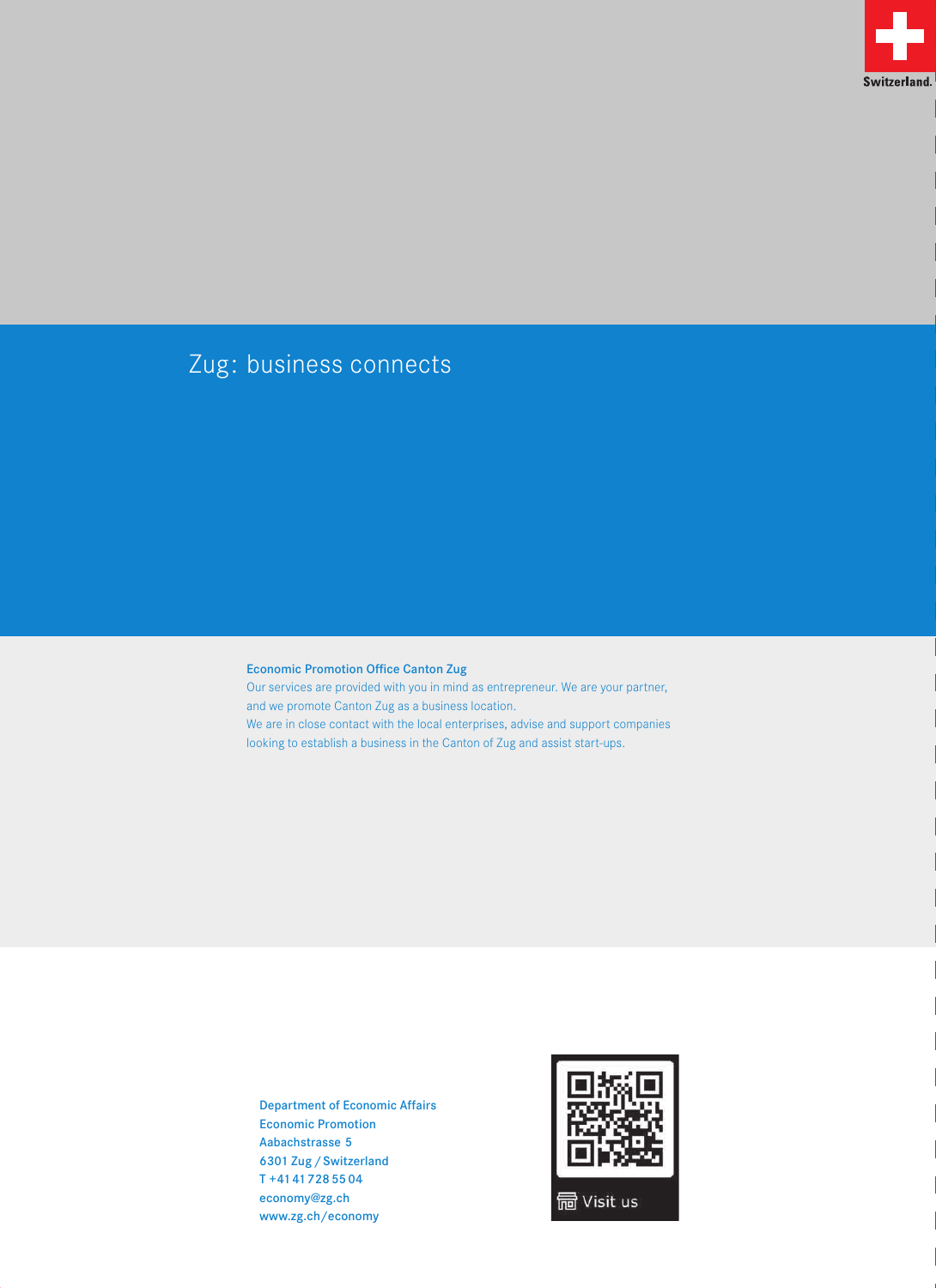Switzerland.

# Zug: business connects

**Economic Promotion Office Canton Zug**

Our services are provided with you in mind as entrepreneur. We are your partner, and we promote Canton Zug as a business location.
We are in close contact with the local enterprises, advise and support companies looking to establish a business in the Canton of Zug and assist start-ups.

Department of Economic Affairs
Economic Promotion
Aabachstrasse 5
6301 Zug / Switzerland
T +41 41 728 55 04
economy@zg.ch
www.zg.ch/economy

Visit us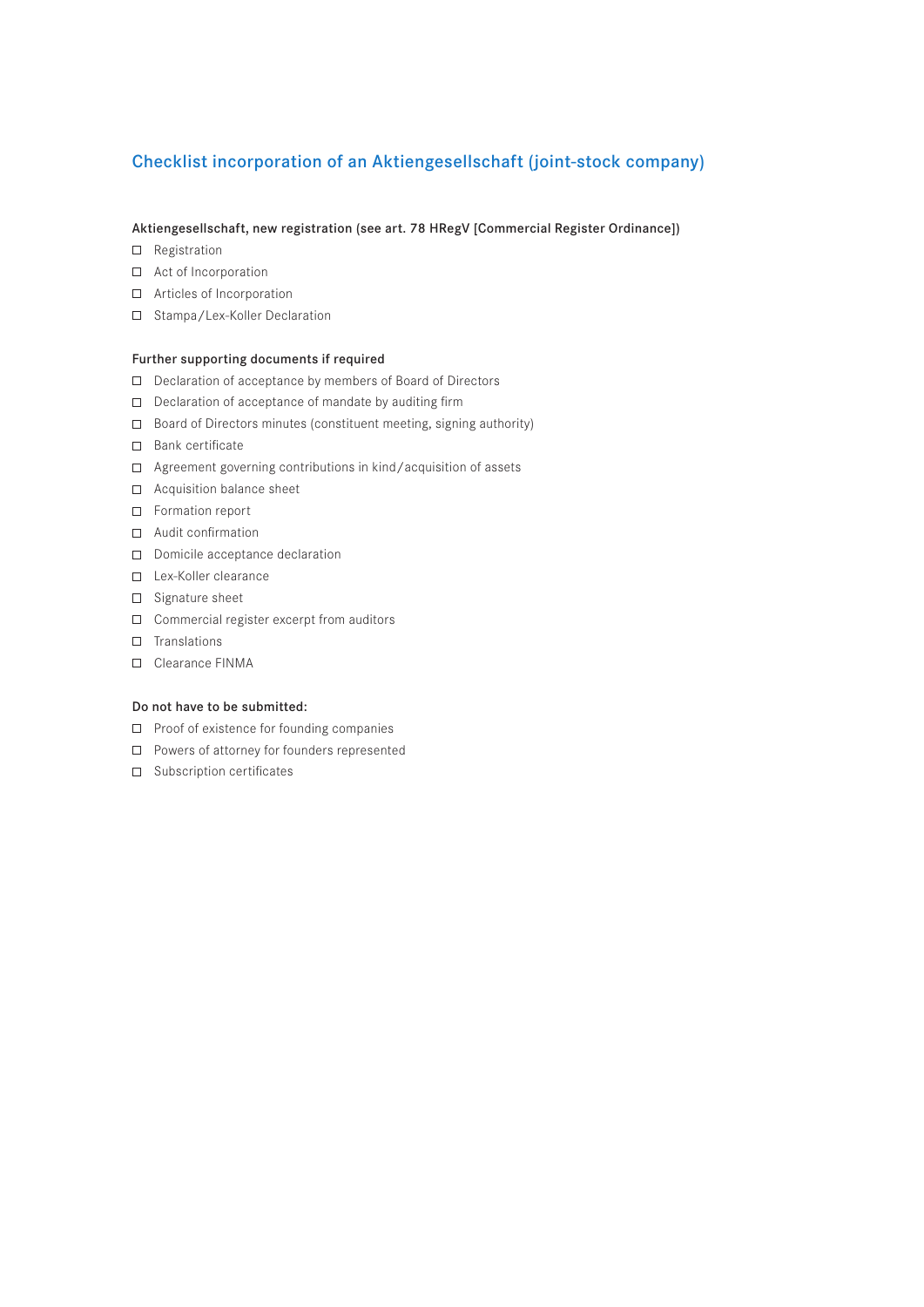## Checklist incorporation of an Aktiengesellschaft (joint-stock company)

**Aktiengesellschaft, new registration (see art. 78 HRegV [Commercial Register Ordinance])**

- ☐ Registration
- ☐ Act of Incorporation
- ☐ Articles of Incorporation
- ☐ Stampa/Lex-Koller Declaration

**Further supporting documents if required**

- ☐ Declaration of acceptance by members of Board of Directors
- ☐ Declaration of acceptance of mandate by auditing firm
- ☐ Board of Directors minutes (constituent meeting, signing authority)
- ☐ Bank certificate
- ☐ Agreement governing contributions in kind/acquisition of assets
- ☐ Acquisition balance sheet
- ☐ Formation report
- ☐ Audit confirmation
- ☐ Domicile acceptance declaration
- ☐ Lex-Koller clearance
- ☐ Signature sheet
- ☐ Commercial register excerpt from auditors
- ☐ Translations
- ☐ Clearance FINMA

**Do not have to be submitted:**

- ☐ Proof of existence for founding companies
- ☐ Powers of attorney for founders represented
- ☐ Subscription certificates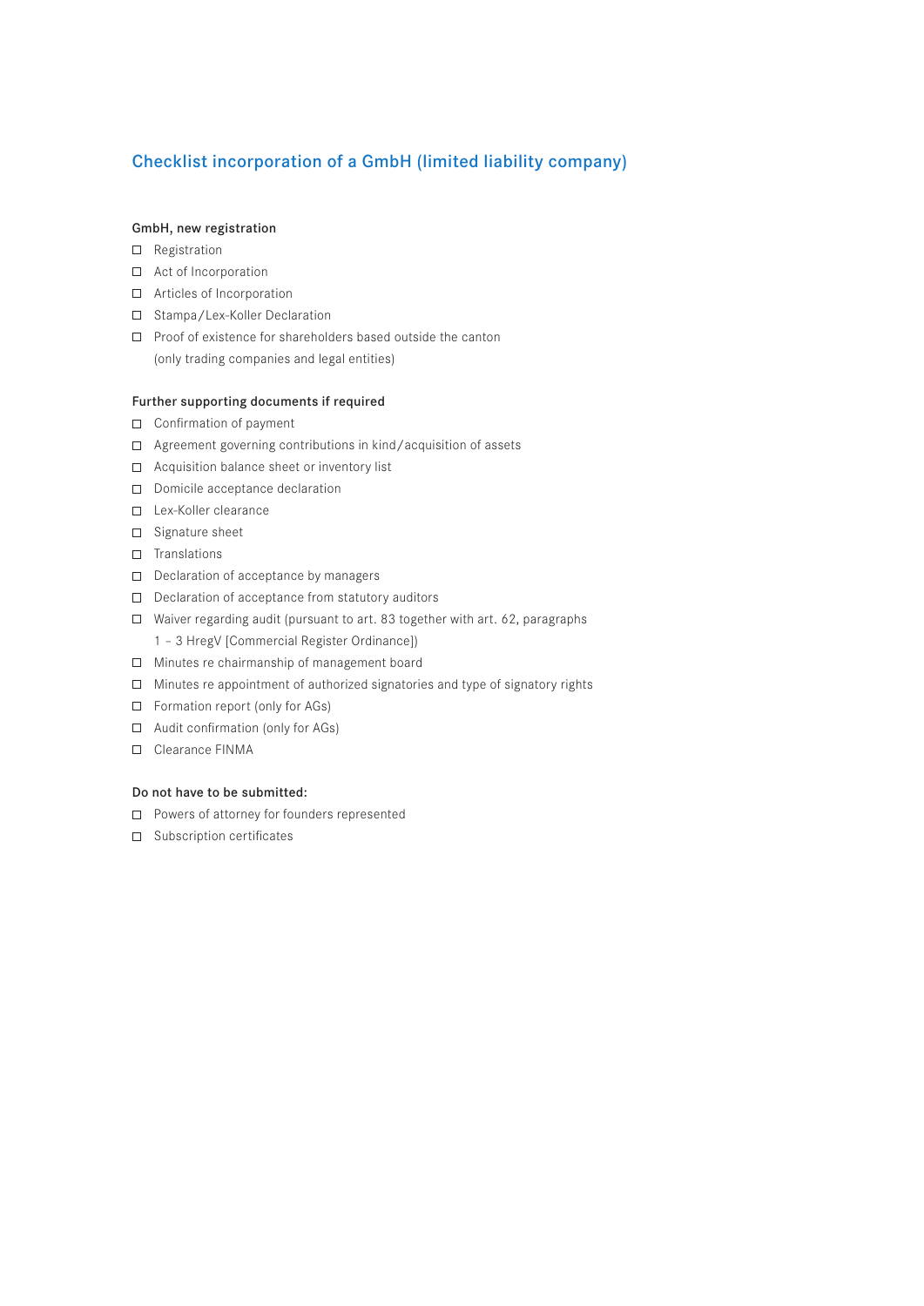## Checklist incorporation of a GmbH (limited liability company)

**GmbH, new registration**

- ☐ Registration
- ☐ Act of Incorporation
- ☐ Articles of Incorporation
- ☐ Stampa/Lex-Koller Declaration
- ☐ Proof of existence for shareholders based outside the canton (only trading companies and legal entities)

**Further supporting documents if required**

- ☐ Confirmation of payment
- ☐ Agreement governing contributions in kind/acquisition of assets
- ☐ Acquisition balance sheet or inventory list
- ☐ Domicile acceptance declaration
- ☐ Lex-Koller clearance
- ☐ Signature sheet
- ☐ Translations
- ☐ Declaration of acceptance by managers
- ☐ Declaration of acceptance from statutory auditors
- ☐ Waiver regarding audit (pursuant to art. 83 together with art. 62, paragraphs 1 – 3 HregV [Commercial Register Ordinance])
- ☐ Minutes re chairmanship of management board
- ☐ Minutes re appointment of authorized signatories and type of signatory rights
- ☐ Formation report (only for AGs)
- ☐ Audit confirmation (only for AGs)
- ☐ Clearance FINMA

**Do not have to be submitted:**

- ☐ Powers of attorney for founders represented
- ☐ Subscription certificates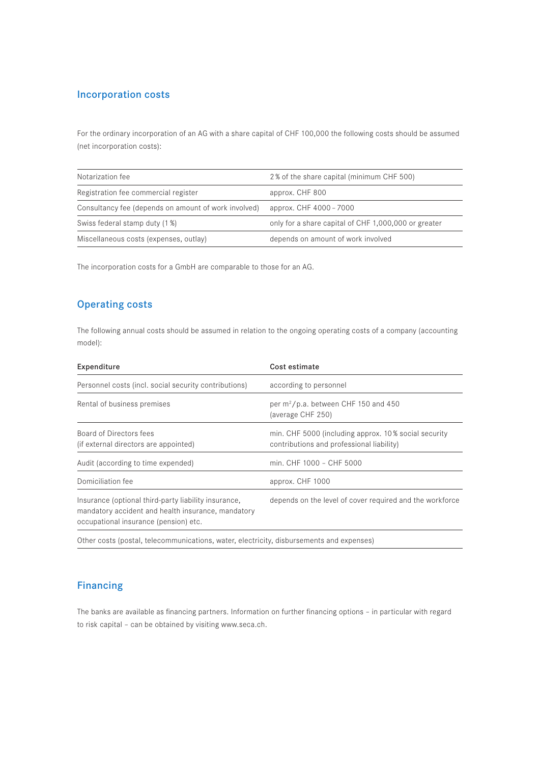## Incorporation costs

For the ordinary incorporation of an AG with a share capital of CHF 100,000 the following costs should be assumed (net incorporation costs):

| | |
|---|---|
| Notarization fee | 2 % of the share capital (minimum CHF 500) |
| Registration fee commercial register | approx. CHF 800 |
| Consultancy fee (depends on amount of work involved) | approx. CHF 4000 – 7000 |
| Swiss federal stamp duty (1 %) | only for a share capital of CHF 1,000,000 or greater |
| Miscellaneous costs (expenses, outlay) | depends on amount of work involved |

The incorporation costs for a GmbH are comparable to those for an AG.

## Operating costs

The following annual costs should be assumed in relation to the ongoing operating costs of a company (accounting model):

| **Expenditure** | **Cost estimate** |
|---|---|
| Personnel costs (incl. social security contributions) | according to personnel |
| Rental of business premises | per $m^2$/p.a. between CHF 150 and 450 (average CHF 250) |
| Board of Directors fees (if external directors are appointed) | min. CHF 5000 (including approx. 10 % social security contributions and professional liability) |
| Audit (according to time expended) | min. CHF 1000 – CHF 5000 |
| Domiciliation fee | approx. CHF 1000 |
| Insurance (optional third-party liability insurance, mandatory accident and health insurance, mandatory occupational insurance (pension) etc. | depends on the level of cover required and the workforce |
| Other costs (postal, telecommunications, water, electricity, disbursements and expenses) | |

## Financing

The banks are available as financing partners. Information on further financing options – in particular with regard to risk capital – can be obtained by visiting www.seca.ch.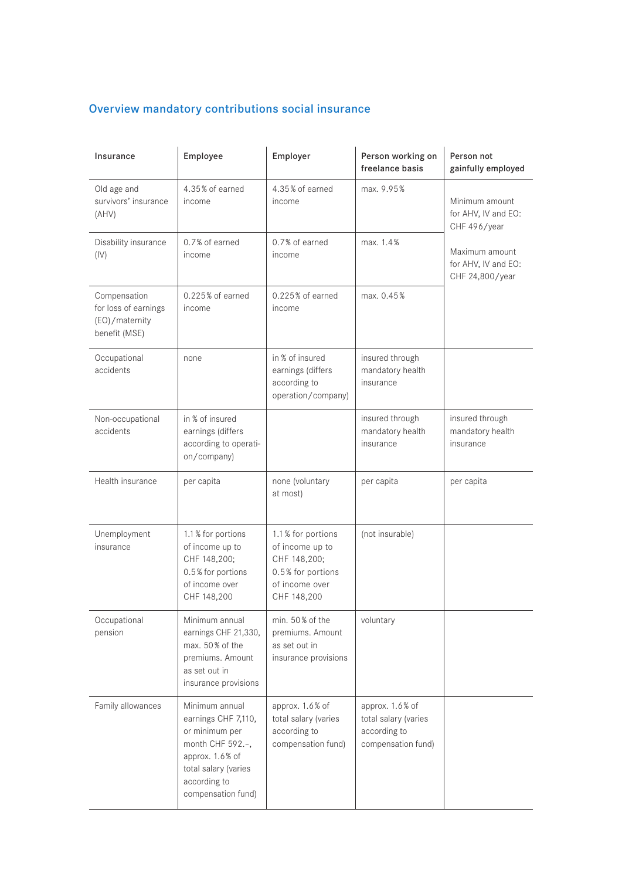## Overview mandatory contributions social insurance

| Insurance | Employee | Employer | Person working on freelance basis | Person not gainfully employed |
|---|---|---|---|---|
| Old age and survivors' insurance (AHV) | 4.35% of earned income | 4.35% of earned income | max. 9.95% | Minimum amount for AHV, IV and EO: CHF 496/year<br><br>Maximum amount for AHV, IV and EO: CHF 24,800/year |
| Disability insurance (IV) | 0.7% of earned income | 0.7% of earned income | max. 1.4% | |
| Compensation for loss of earnings (EO)/maternity benefit (MSE) | 0.225% of earned income | 0.225% of earned income | max. 0.45% | |
| Occupational accidents | none | in % of insured earnings (differs according to operation/company) | insured through mandatory health insurance | |
| Non-occupational accidents | in % of insured earnings (differs according to operation/company) | | insured through mandatory health insurance | insured through mandatory health insurance |
| Health insurance | per capita | none (voluntary at most) | per capita | per capita |
| Unemployment insurance | 1.1% for portions of income up to CHF 148,200; 0.5% for portions of income over CHF 148,200 | 1.1% for portions of income up to CHF 148,200; 0.5% for portions of income over CHF 148,200 | (not insurable) | |
| Occupational pension | Minimum annual earnings CHF 21,330, max. 50% of the premiums. Amount as set out in insurance provisions | min. 50% of the premiums. Amount as set out in insurance provisions | voluntary | |
| Family allowances | Minimum annual earnings CHF 7,110, or minimum per month CHF 592.–, approx. 1.6% of total salary (varies according to compensation fund) | approx. 1.6% of total salary (varies according to compensation fund) | approx. 1.6% of total salary (varies according to compensation fund) | |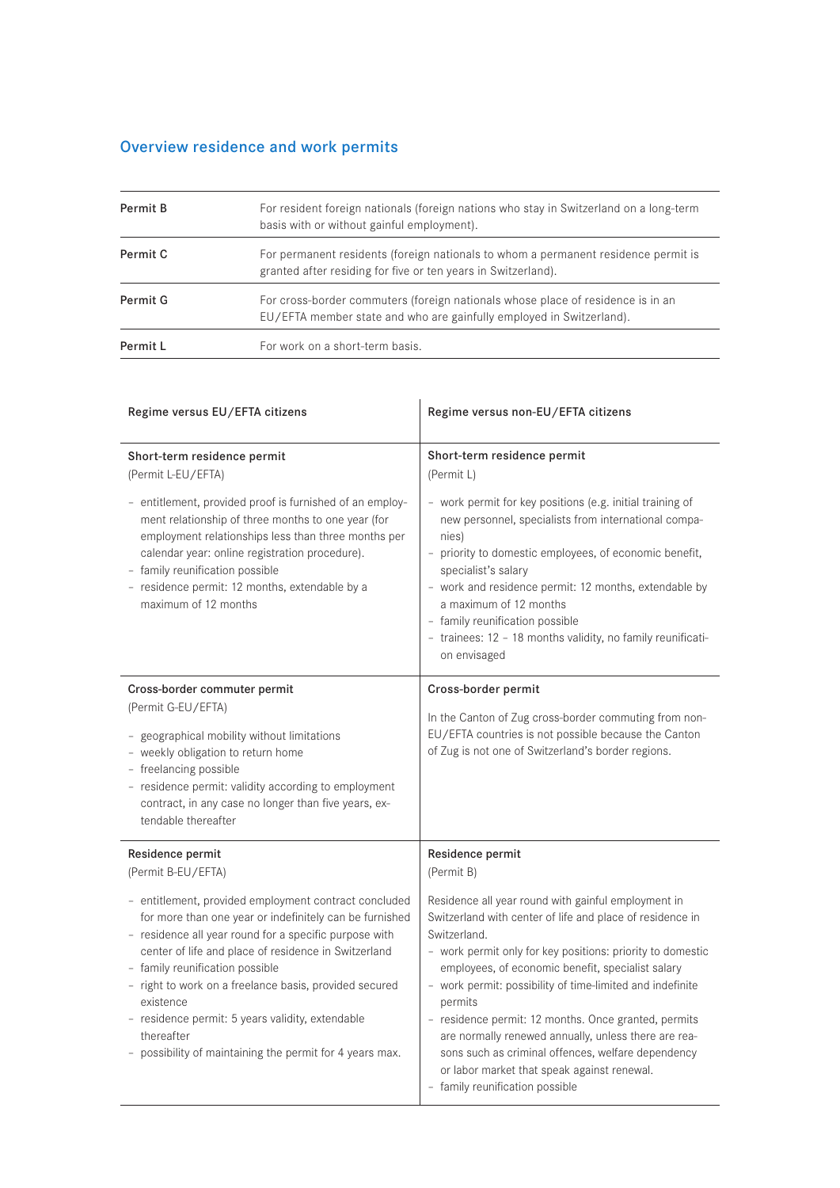## Overview residence and work permits

| | |
|---|---|
| **Permit B** | For resident foreign nationals (foreign nations who stay in Switzerland on a long-term basis with or without gainful employment). |
| **Permit C** | For permanent residents (foreign nationals to whom a permanent residence permit is granted after residing for five or ten years in Switzerland). |
| **Permit G** | For cross-border commuters (foreign nationals whose place of residence is in an EU/EFTA member state and who are gainfully employed in Switzerland). |
| **Permit L** | For work on a short-term basis. |

| Regime versus EU/EFTA citizens | Regime versus non-EU/EFTA citizens |
|---|---|
| **Short-term residence permit**<br>(Permit L-EU/EFTA)<br>- entitlement, provided proof is furnished of an employment relationship of three months to one year (for employment relationships less than three months per calendar year: online registration procedure).<br>- family reunification possible<br>- residence permit: 12 months, extendable by a maximum of 12 months | **Short-term residence permit**<br>(Permit L)<br>- work permit for key positions (e.g. initial training of new personnel, specialists from international companies)<br>- priority to domestic employees, of economic benefit, specialist's salary<br>- work and residence permit: 12 months, extendable by a maximum of 12 months<br>- family reunification possible<br>- trainees: 12 – 18 months validity, no family reunification envisaged |
| **Cross-border commuter permit**<br>(Permit G-EU/EFTA)<br>- geographical mobility without limitations<br>- weekly obligation to return home<br>- freelancing possible<br>- residence permit: validity according to employment contract, in any case no longer than five years, extendable thereafter | **Cross-border permit**<br>In the Canton of Zug cross-border commuting from non-EU/EFTA countries is not possible because the Canton of Zug is not one of Switzerland's border regions. |
| **Residence permit**<br>(Permit B-EU/EFTA)<br>- entitlement, provided employment contract concluded for more than one year or indefinitely can be furnished<br>- residence all year round for a specific purpose with center of life and place of residence in Switzerland<br>- family reunification possible<br>- right to work on a freelance basis, provided secured existence<br>- residence permit: 5 years validity, extendable thereafter<br>- possibility of maintaining the permit for 4 years max. | **Residence permit**<br>(Permit B)<br>Residence all year round with gainful employment in Switzerland with center of life and place of residence in Switzerland.<br>- work permit only for key positions: priority to domestic employees, of economic benefit, specialist salary<br>- work permit: possibility of time-limited and indefinite permits<br>- residence permit: 12 months. Once granted, permits are normally renewed annually, unless there are reasons such as criminal offences, welfare dependency or labor market that speak against renewal.<br>- family reunification possible |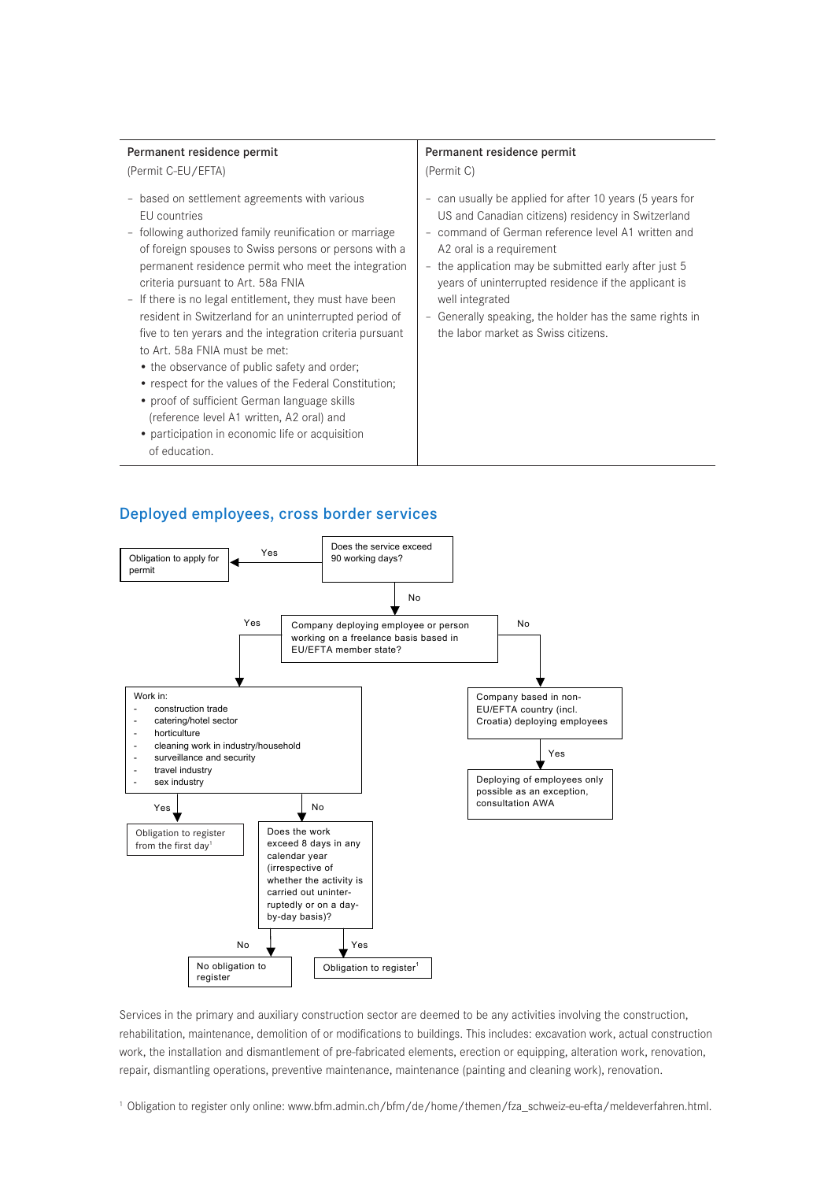| **Permanent residence permit**<br>(Permit C-EU/EFTA) | **Permanent residence permit**<br>(Permit C) |
|---|---|
| – based on settlement agreements with various EU countries<br>– following authorized family reunification or marriage of foreign spouses to Swiss persons or persons with a permanent residence permit who meet the integration criteria pursuant to Art. 58a FNIA<br>– If there is no legal entitlement, they must have been resident in Switzerland for an uninterrupted period of five to ten yerars and the integration criteria pursuant to Art. 58a FNIA must be met:<br>• the observance of public safety and order;<br>• respect for the values of the Federal Constitution;<br>• proof of sufficient German language skills (reference level A1 written, A2 oral) and<br>• participation in economic life or acquisition of education. | – can usually be applied for after 10 years (5 years for US and Canadian citizens) residency in Switzerland<br>– command of German reference level A1 written and A2 oral is a requirement<br>– the application may be submitted early after just 5 years of uninterrupted residence if the applicant is well integrated<br>– Generally speaking, the holder has the same rights in the labor market as Swiss citizens. |

## Deployed employees, cross border services

- Does the service exceed 90 working days?
  - Yes → Obligation to apply for permit
  - No → Company deploying employee or person working on a freelance basis based in EU/EFTA member state?
    - No → Company based in non-EU/EFTA country (incl. Croatia) deploying employees
      - Yes → Deploying of employees only possible as an exception, consultation AWA
    - Yes → Work in:
      - construction trade
      - catering/hotel sector
      - horticulture
      - cleaning work in industry/household
      - surveillance and security
      - travel industry
      - sex industry
      - Yes → Obligation to register from the first day[1]
      - No → Does the work exceed 8 days in any calendar year (irrespective of whether the activity is carried out uninterruptedly or on a day-by-day basis)?
        - No → No obligation to register
        - Yes → Obligation to register[1]

Services in the primary and auxiliary construction sector are deemed to be any activities involving the construction, rehabilitation, maintenance, demolition of or modifications to buildings. This includes: excavation work, actual construction work, the installation and dismantlement of pre-fabricated elements, erection or equipping, alteration work, renovation, repair, dismantling operations, preventive maintenance, maintenance (painting and cleaning work), renovation.

[1] Obligation to register only online: www.bfm.admin.ch/bfm/de/home/themen/fza_schweiz-eu-efta/meldeverfahren.html.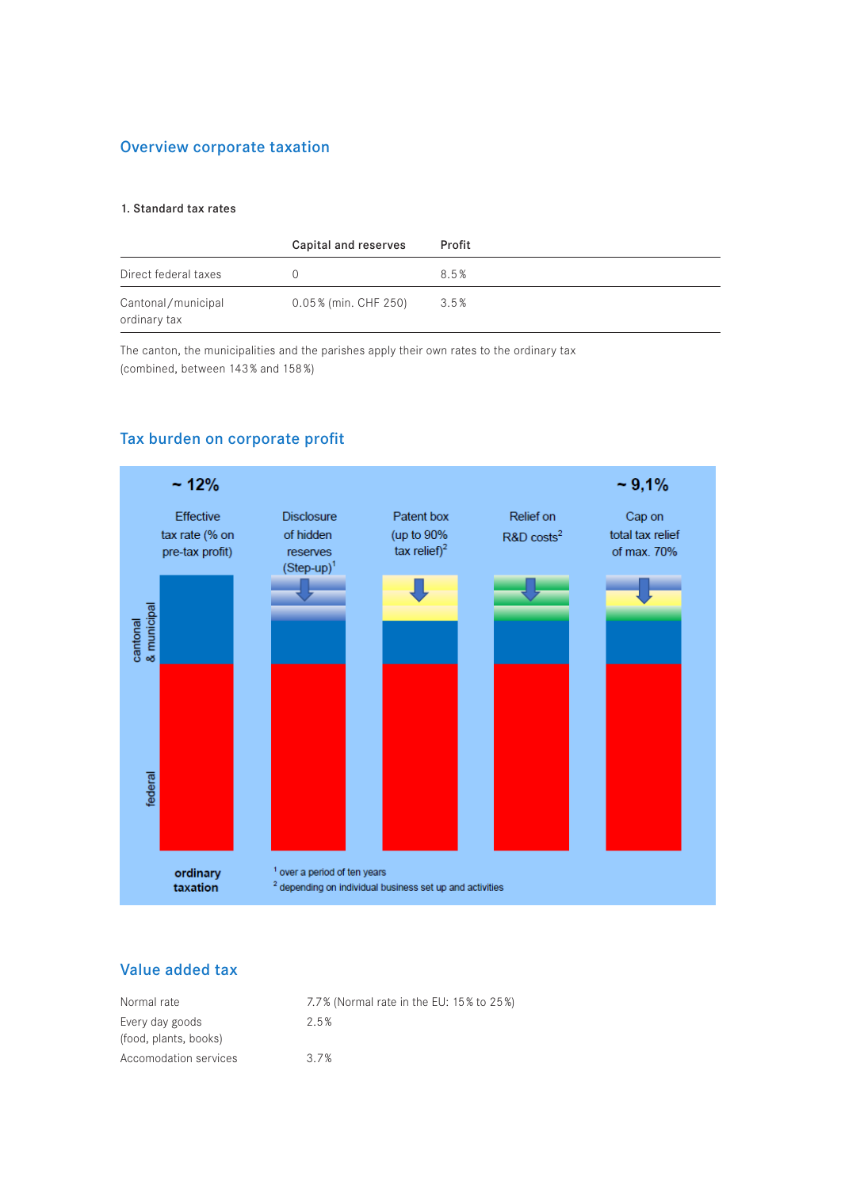## Overview corporate taxation

### 1. Standard tax rates

| | Capital and reserves | Profit |
|---|---|---|
| Direct federal taxes | 0 | 8.5 % |
| Cantonal / municipal ordinary tax | 0.05 % (min. CHF 250) | 3.5 % |

The canton, the municipalities and the parishes apply their own rates to the ordinary tax (combined, between 143 % and 158 %)

## Tax burden on corporate profit

~ 12%

Effective tax rate (% on pre-tax profit)

Disclosure of hidden reserves (Step-up)[1]

Patent box (up to 90% tax relief)[2]

Relief on R&D costs[2]

~ 9,1%

Cap on total tax relief of max. 70%

cantonal & municipal

federal

ordinary taxation

[1] over a period of ten years

[2] depending on individual business set up and activities

## Value added tax

| | |
|---|---|
| Normal rate | 7.7 % (Normal rate in the EU: 15 % to 25 %) |
| Every day goods (food, plants, books) | 2.5 % |
| Accomodation services | 3.7 % |